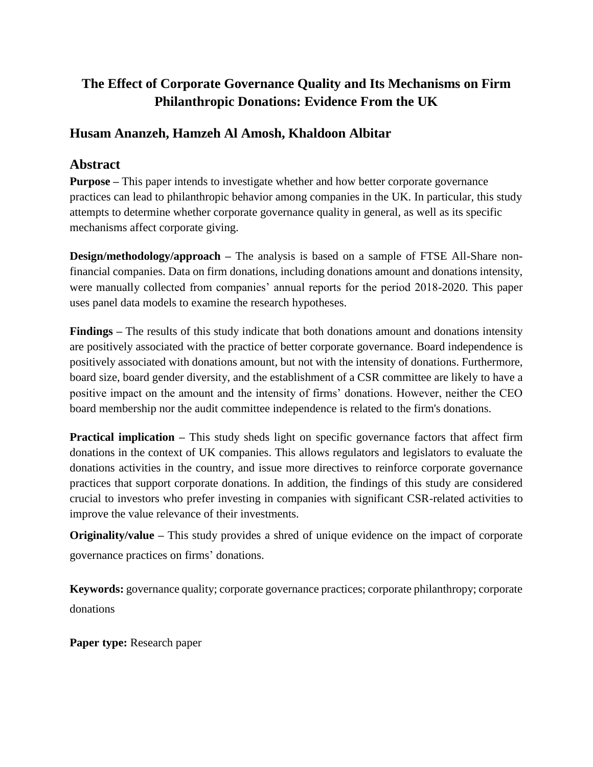# The Effect of Corporate Governance Quality and Its Mechanisms on Firm Philanthropic Donations: Evidence From the UK

## Husam Ananzeh, Hamzeh Al Amosh, Khaldoon Albitar

## Abstract

**Purpose –** This paper intends to investigate whether and how better corporate governance practices can lead to philanthropic behavior among companies in the UK. In particular, this study attempts to determine whether corporate governance quality in general, as well as its specific mechanisms affect corporate giving.

**Design/methodology/approach –** The analysis is based on a sample of FTSE All-Share non-financial companies. Data on firm donations, including donations amount and donations intensity, were manually collected from companies' annual reports for the period 2018-2020. This paper uses panel data models to examine the research hypotheses.

**Findings –** The results of this study indicate that both donations amount and donations intensity are positively associated with the practice of better corporate governance. Board independence is positively associated with donations amount, but not with the intensity of donations. Furthermore, board size, board gender diversity, and the establishment of a CSR committee are likely to have a positive impact on the amount and the intensity of firms' donations. However, neither the CEO board membership nor the audit committee independence is related to the firm's donations.

**Practical implication –** This study sheds light on specific governance factors that affect firm donations in the context of UK companies. This allows regulators and legislators to evaluate the donations activities in the country, and issue more directives to reinforce corporate governance practices that support corporate donations. In addition, the findings of this study are considered crucial to investors who prefer investing in companies with significant CSR-related activities to improve the value relevance of their investments.

**Originality/value –** This study provides a shred of unique evidence on the impact of corporate governance practices on firms' donations.

**Keywords:** governance quality; corporate governance practices; corporate philanthropy; corporate donations

**Paper type:** Research paper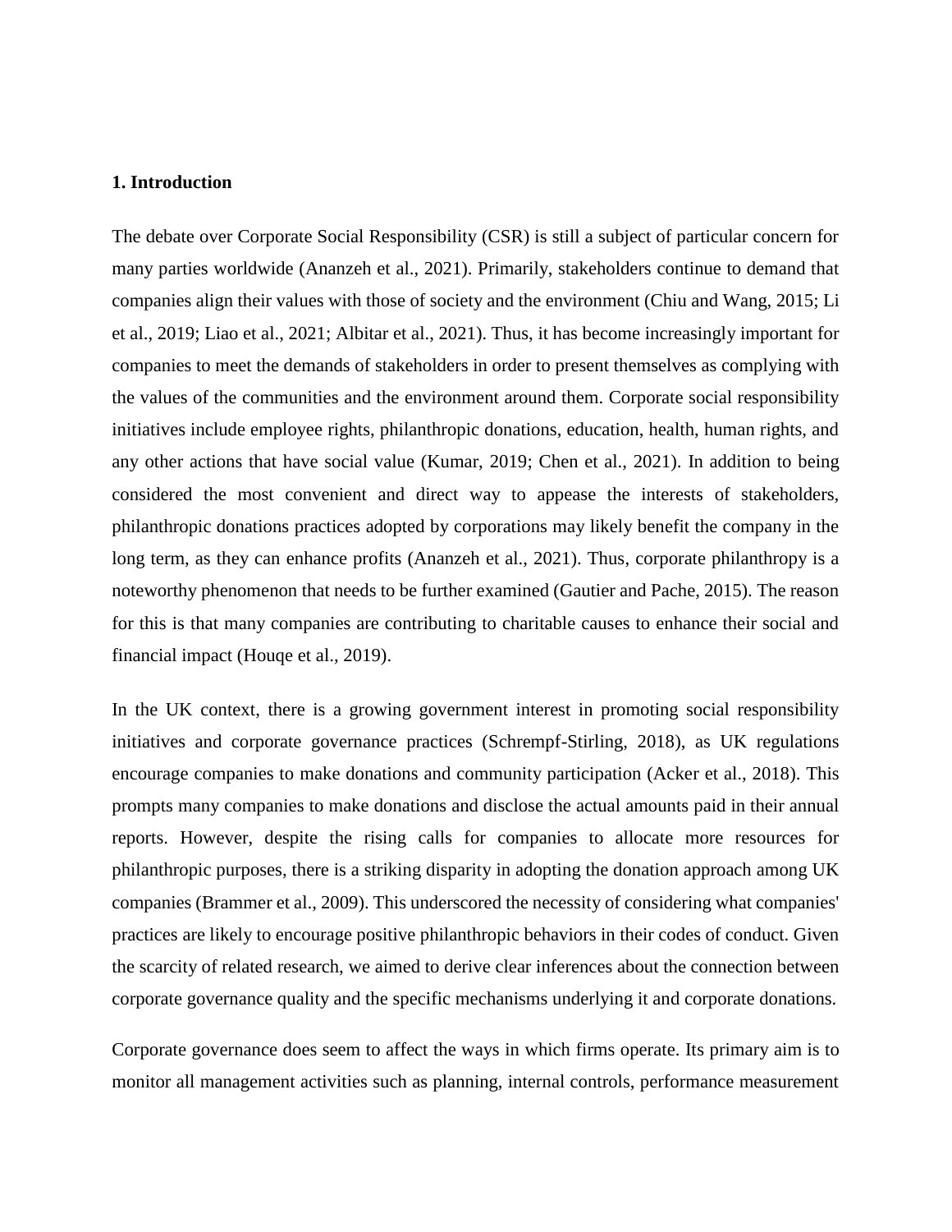## 1. Introduction

The debate over Corporate Social Responsibility (CSR) is still a subject of particular concern for many parties worldwide (Ananzeh et al., 2021). Primarily, stakeholders continue to demand that companies align their values with those of society and the environment (Chiu and Wang, 2015; Li et al., 2019; Liao et al., 2021; Albitar et al., 2021). Thus, it has become increasingly important for companies to meet the demands of stakeholders in order to present themselves as complying with the values of the communities and the environment around them. Corporate social responsibility initiatives include employee rights, philanthropic donations, education, health, human rights, and any other actions that have social value (Kumar, 2019; Chen et al., 2021). In addition to being considered the most convenient and direct way to appease the interests of stakeholders, philanthropic donations practices adopted by corporations may likely benefit the company in the long term, as they can enhance profits (Ananzeh et al., 2021). Thus, corporate philanthropy is a noteworthy phenomenon that needs to be further examined (Gautier and Pache, 2015). The reason for this is that many companies are contributing to charitable causes to enhance their social and financial impact (Houqe et al., 2019).

In the UK context, there is a growing government interest in promoting social responsibility initiatives and corporate governance practices (Schrempf-Stirling, 2018), as UK regulations encourage companies to make donations and community participation (Acker et al., 2018). This prompts many companies to make donations and disclose the actual amounts paid in their annual reports. However, despite the rising calls for companies to allocate more resources for philanthropic purposes, there is a striking disparity in adopting the donation approach among UK companies (Brammer et al., 2009). This underscored the necessity of considering what companies' practices are likely to encourage positive philanthropic behaviors in their codes of conduct. Given the scarcity of related research, we aimed to derive clear inferences about the connection between corporate governance quality and the specific mechanisms underlying it and corporate donations.

Corporate governance does seem to affect the ways in which firms operate. Its primary aim is to monitor all management activities such as planning, internal controls, performance measurement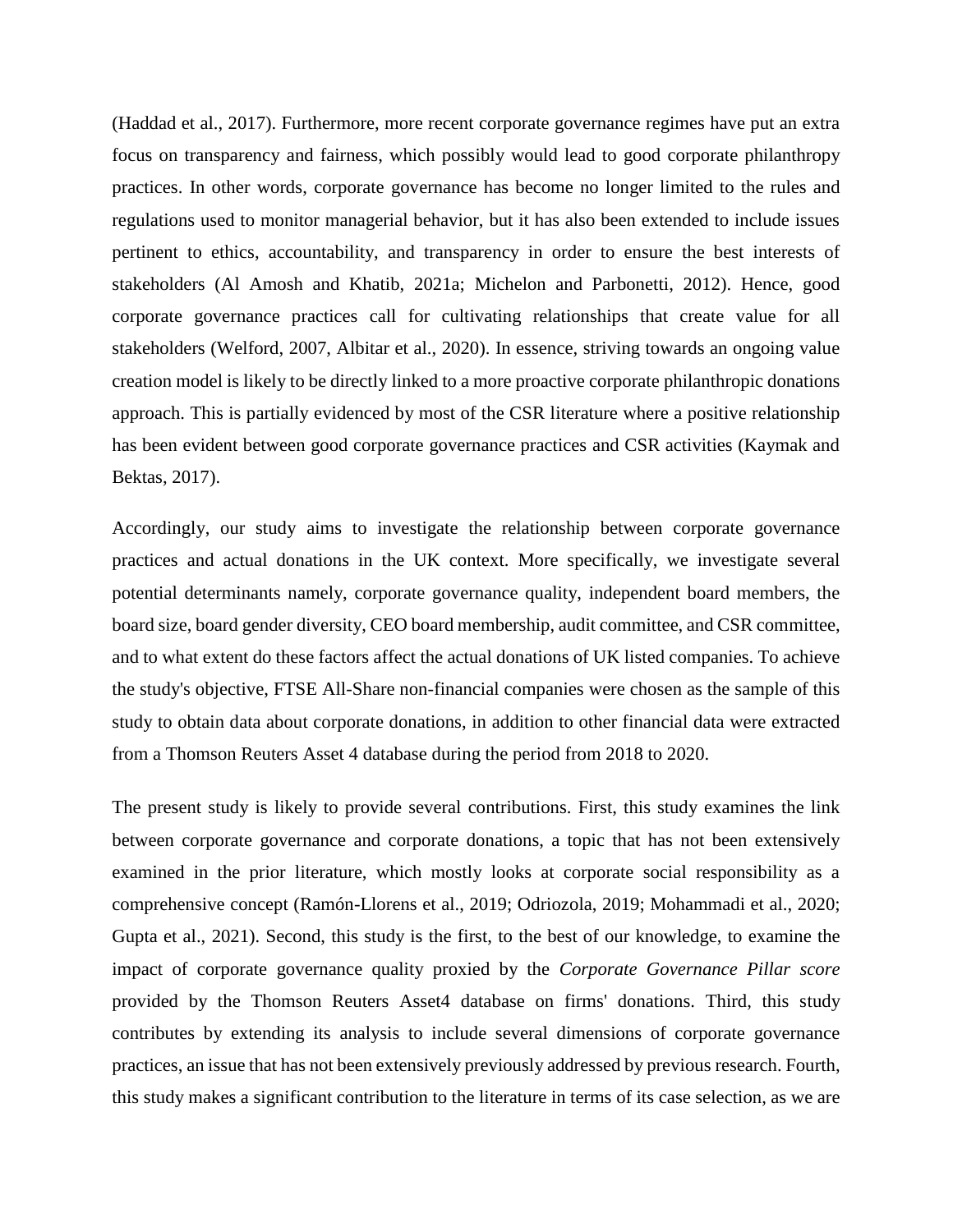(Haddad et al., 2017). Furthermore, more recent corporate governance regimes have put an extra focus on transparency and fairness, which possibly would lead to good corporate philanthropy practices. In other words, corporate governance has become no longer limited to the rules and regulations used to monitor managerial behavior, but it has also been extended to include issues pertinent to ethics, accountability, and transparency in order to ensure the best interests of stakeholders (Al Amosh and Khatib, 2021a; Michelon and Parbonetti, 2012). Hence, good corporate governance practices call for cultivating relationships that create value for all stakeholders (Welford, 2007, Albitar et al., 2020). In essence, striving towards an ongoing value creation model is likely to be directly linked to a more proactive corporate philanthropic donations approach. This is partially evidenced by most of the CSR literature where a positive relationship has been evident between good corporate governance practices and CSR activities (Kaymak and Bektas, 2017).

Accordingly, our study aims to investigate the relationship between corporate governance practices and actual donations in the UK context. More specifically, we investigate several potential determinants namely, corporate governance quality, independent board members, the board size, board gender diversity, CEO board membership, audit committee, and CSR committee, and to what extent do these factors affect the actual donations of UK listed companies. To achieve the study's objective, FTSE All-Share non-financial companies were chosen as the sample of this study to obtain data about corporate donations, in addition to other financial data were extracted from a Thomson Reuters Asset 4 database during the period from 2018 to 2020.

The present study is likely to provide several contributions. First, this study examines the link between corporate governance and corporate donations, a topic that has not been extensively examined in the prior literature, which mostly looks at corporate social responsibility as a comprehensive concept (Ramón-Llorens et al., 2019; Odriozola, 2019; Mohammadi et al., 2020; Gupta et al., 2021). Second, this study is the first, to the best of our knowledge, to examine the impact of corporate governance quality proxied by the *Corporate Governance Pillar score* provided by the Thomson Reuters Asset4 database on firms' donations. Third, this study contributes by extending its analysis to include several dimensions of corporate governance practices, an issue that has not been extensively previously addressed by previous research. Fourth, this study makes a significant contribution to the literature in terms of its case selection, as we are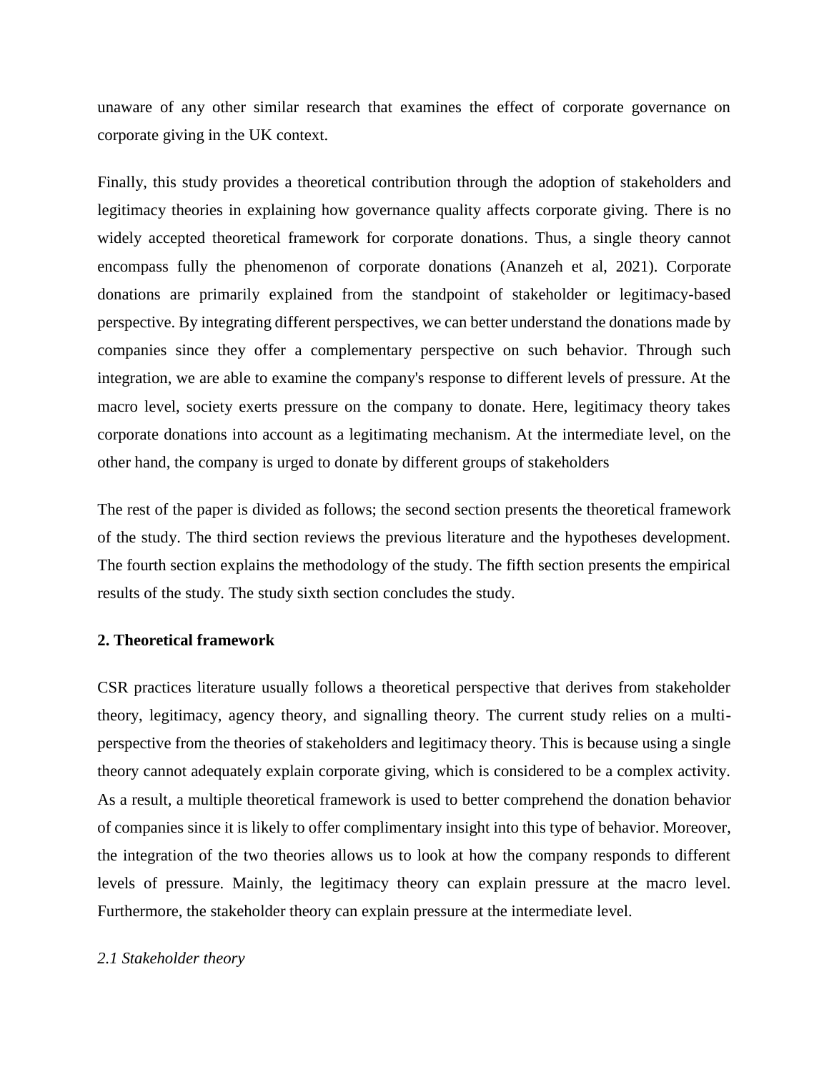unaware of any other similar research that examines the effect of corporate governance on corporate giving in the UK context.

Finally, this study provides a theoretical contribution through the adoption of stakeholders and legitimacy theories in explaining how governance quality affects corporate giving. There is no widely accepted theoretical framework for corporate donations. Thus, a single theory cannot encompass fully the phenomenon of corporate donations (Ananzeh et al, 2021). Corporate donations are primarily explained from the standpoint of stakeholder or legitimacy-based perspective. By integrating different perspectives, we can better understand the donations made by companies since they offer a complementary perspective on such behavior. Through such integration, we are able to examine the company's response to different levels of pressure. At the macro level, society exerts pressure on the company to donate. Here, legitimacy theory takes corporate donations into account as a legitimating mechanism. At the intermediate level, on the other hand, the company is urged to donate by different groups of stakeholders

The rest of the paper is divided as follows; the second section presents the theoretical framework of the study. The third section reviews the previous literature and the hypotheses development. The fourth section explains the methodology of the study. The fifth section presents the empirical results of the study. The study sixth section concludes the study.

## 2. Theoretical framework

CSR practices literature usually follows a theoretical perspective that derives from stakeholder theory, legitimacy, agency theory, and signalling theory. The current study relies on a multi-perspective from the theories of stakeholders and legitimacy theory. This is because using a single theory cannot adequately explain corporate giving, which is considered to be a complex activity. As a result, a multiple theoretical framework is used to better comprehend the donation behavior of companies since it is likely to offer complimentary insight into this type of behavior. Moreover, the integration of the two theories allows us to look at how the company responds to different levels of pressure. Mainly, the legitimacy theory can explain pressure at the macro level. Furthermore, the stakeholder theory can explain pressure at the intermediate level.

### *2.1 Stakeholder theory*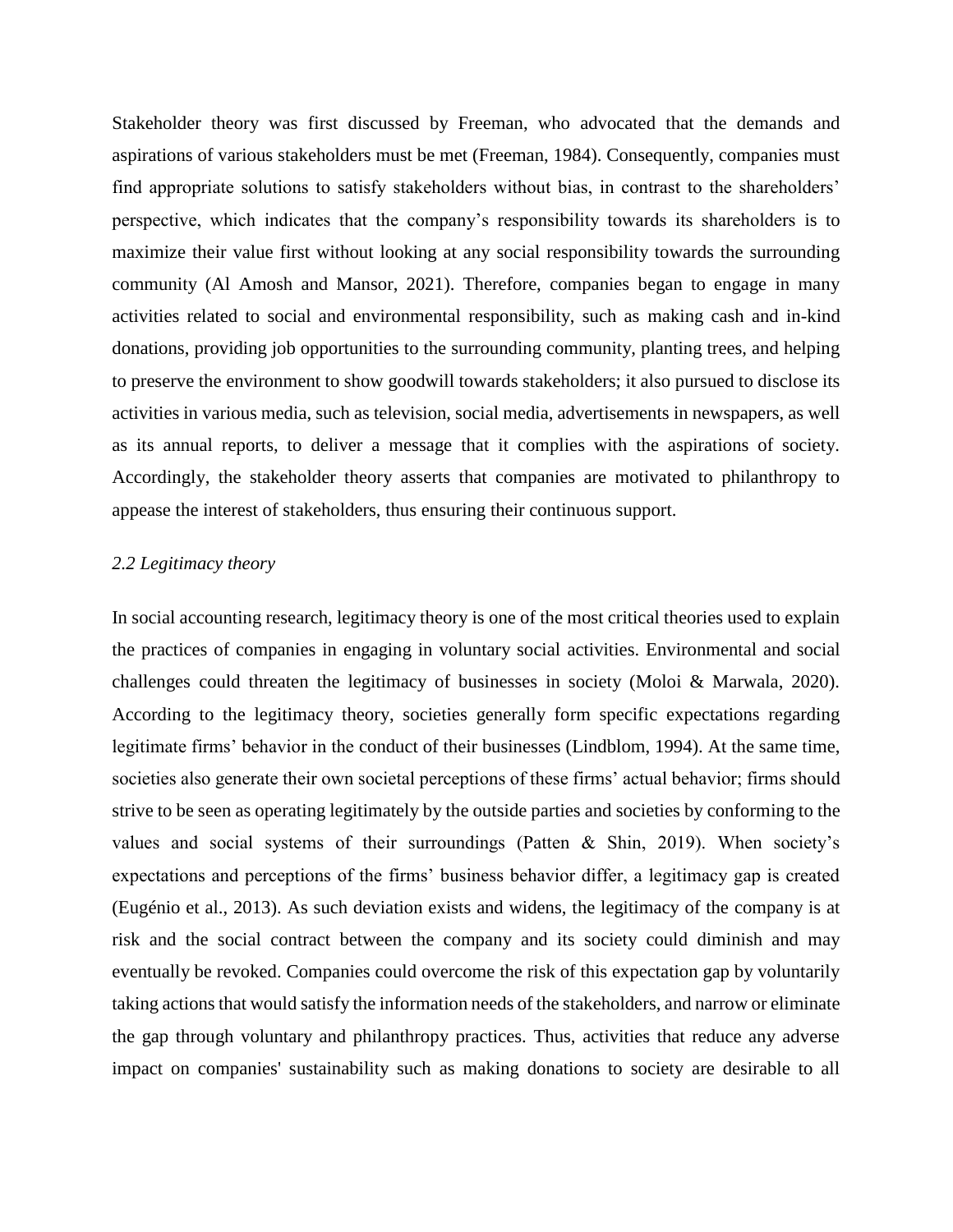Stakeholder theory was first discussed by Freeman, who advocated that the demands and aspirations of various stakeholders must be met (Freeman, 1984). Consequently, companies must find appropriate solutions to satisfy stakeholders without bias, in contrast to the shareholders' perspective, which indicates that the company's responsibility towards its shareholders is to maximize their value first without looking at any social responsibility towards the surrounding community (Al Amosh and Mansor, 2021). Therefore, companies began to engage in many activities related to social and environmental responsibility, such as making cash and in-kind donations, providing job opportunities to the surrounding community, planting trees, and helping to preserve the environment to show goodwill towards stakeholders; it also pursued to disclose its activities in various media, such as television, social media, advertisements in newspapers, as well as its annual reports, to deliver a message that it complies with the aspirations of society. Accordingly, the stakeholder theory asserts that companies are motivated to philanthropy to appease the interest of stakeholders, thus ensuring their continuous support.

### *2.2 Legitimacy theory*

In social accounting research, legitimacy theory is one of the most critical theories used to explain the practices of companies in engaging in voluntary social activities. Environmental and social challenges could threaten the legitimacy of businesses in society (Moloi & Marwala, 2020). According to the legitimacy theory, societies generally form specific expectations regarding legitimate firms' behavior in the conduct of their businesses (Lindblom, 1994). At the same time, societies also generate their own societal perceptions of these firms' actual behavior; firms should strive to be seen as operating legitimately by the outside parties and societies by conforming to the values and social systems of their surroundings (Patten & Shin, 2019). When society's expectations and perceptions of the firms' business behavior differ, a legitimacy gap is created (Eugénio et al., 2013). As such deviation exists and widens, the legitimacy of the company is at risk and the social contract between the company and its society could diminish and may eventually be revoked. Companies could overcome the risk of this expectation gap by voluntarily taking actions that would satisfy the information needs of the stakeholders, and narrow or eliminate the gap through voluntary and philanthropy practices. Thus, activities that reduce any adverse impact on companies' sustainability such as making donations to society are desirable to all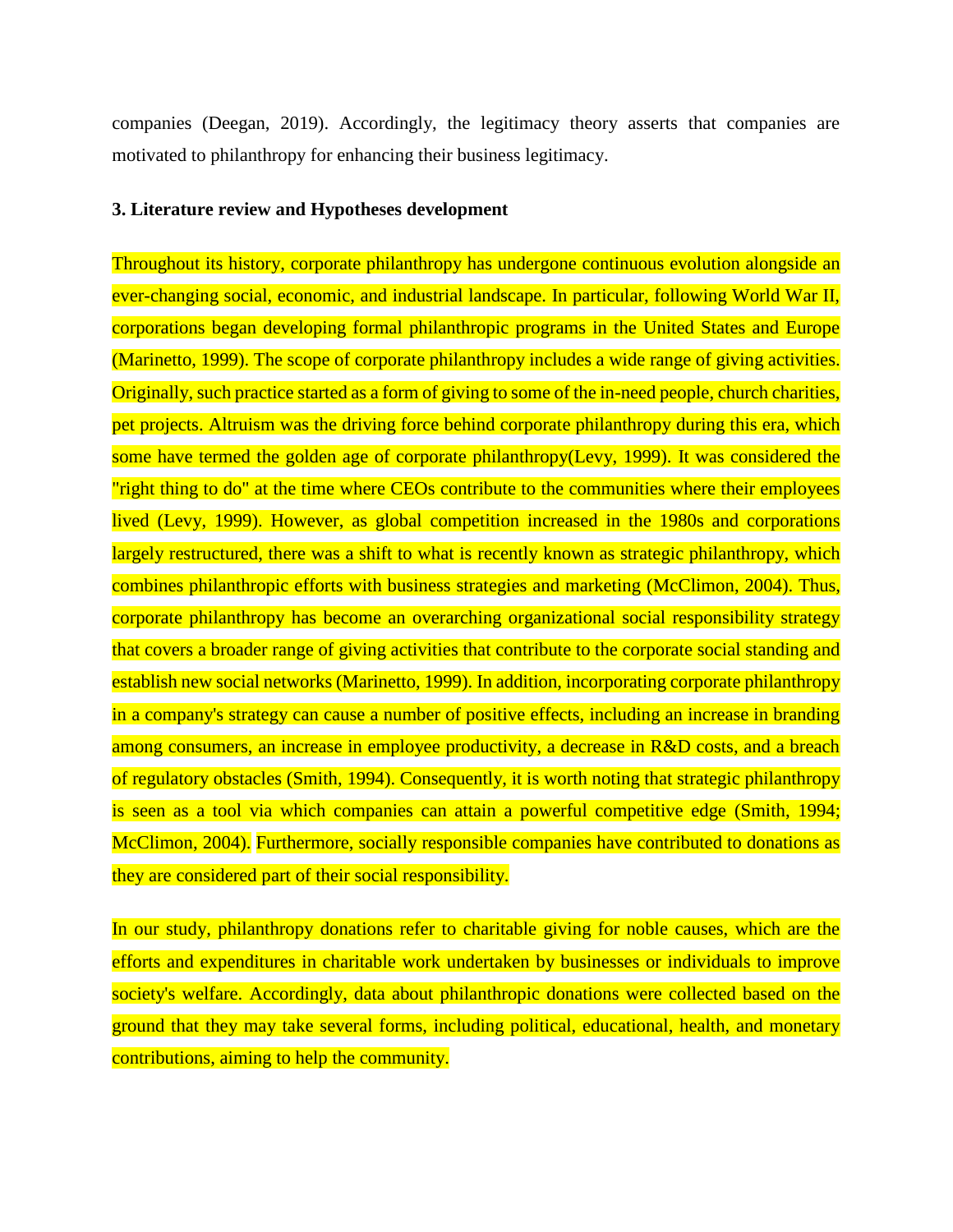companies (Deegan, 2019). Accordingly, the legitimacy theory asserts that companies are motivated to philanthropy for enhancing their business legitimacy.

### 3. Literature review and Hypotheses development

Throughout its history, corporate philanthropy has undergone continuous evolution alongside an ever-changing social, economic, and industrial landscape. In particular, following World War II, corporations began developing formal philanthropic programs in the United States and Europe (Marinetto, 1999). The scope of corporate philanthropy includes a wide range of giving activities. Originally, such practice started as a form of giving to some of the in-need people, church charities, pet projects. Altruism was the driving force behind corporate philanthropy during this era, which some have termed the golden age of corporate philanthropy(Levy, 1999). It was considered the "right thing to do" at the time where CEOs contribute to the communities where their employees lived (Levy, 1999). However, as global competition increased in the 1980s and corporations largely restructured, there was a shift to what is recently known as strategic philanthropy, which combines philanthropic efforts with business strategies and marketing (McClimon, 2004). Thus, corporate philanthropy has become an overarching organizational social responsibility strategy that covers a broader range of giving activities that contribute to the corporate social standing and establish new social networks (Marinetto, 1999). In addition, incorporating corporate philanthropy in a company's strategy can cause a number of positive effects, including an increase in branding among consumers, an increase in employee productivity, a decrease in R&D costs, and a breach of regulatory obstacles (Smith, 1994). Consequently, it is worth noting that strategic philanthropy is seen as a tool via which companies can attain a powerful competitive edge (Smith, 1994; McClimon, 2004). Furthermore, socially responsible companies have contributed to donations as they are considered part of their social responsibility.

In our study, philanthropy donations refer to charitable giving for noble causes, which are the efforts and expenditures in charitable work undertaken by businesses or individuals to improve society's welfare. Accordingly, data about philanthropic donations were collected based on the ground that they may take several forms, including political, educational, health, and monetary contributions, aiming to help the community.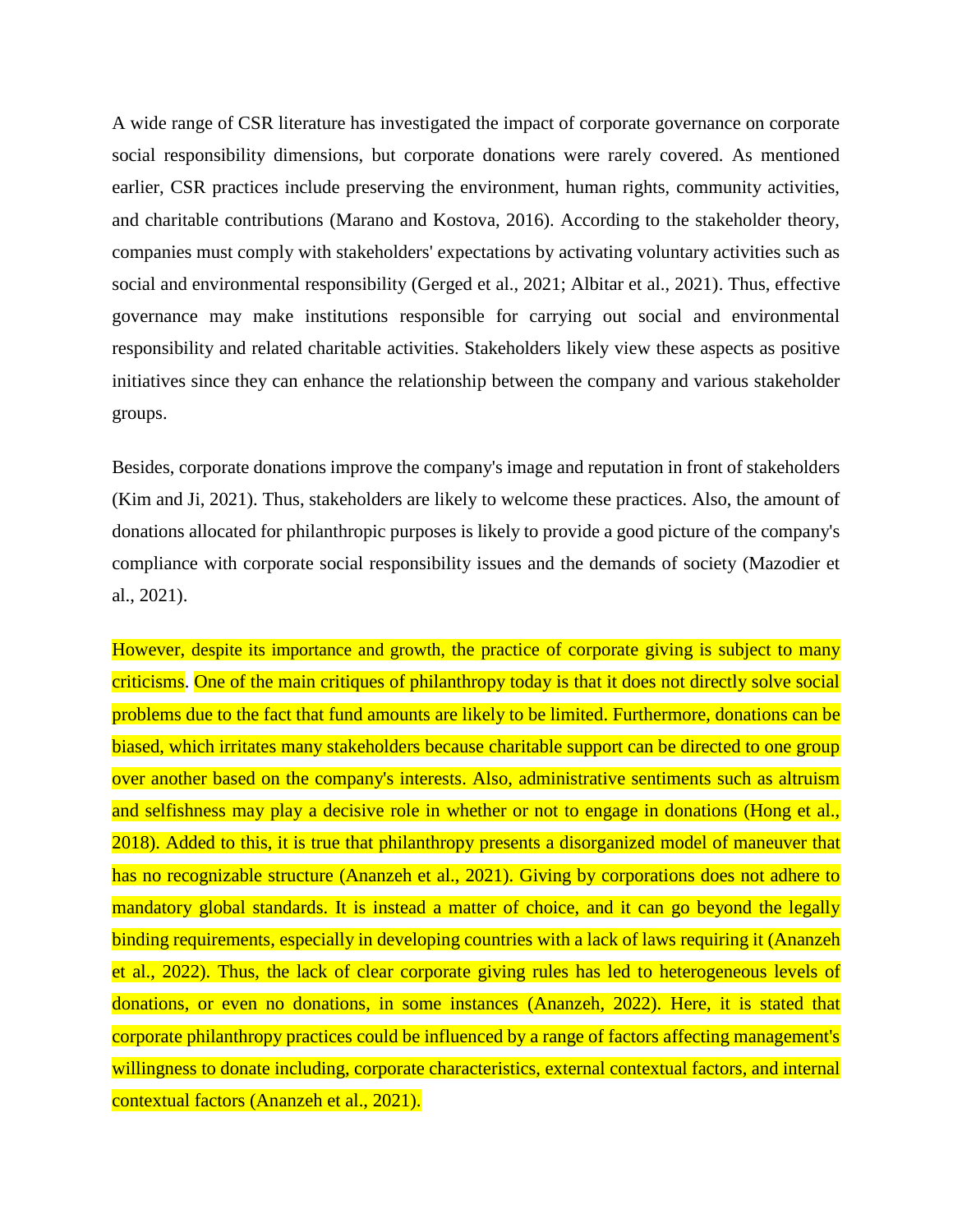A wide range of CSR literature has investigated the impact of corporate governance on corporate social responsibility dimensions, but corporate donations were rarely covered. As mentioned earlier, CSR practices include preserving the environment, human rights, community activities, and charitable contributions (Marano and Kostova, 2016). According to the stakeholder theory, companies must comply with stakeholders' expectations by activating voluntary activities such as social and environmental responsibility (Gerged et al., 2021; Albitar et al., 2021). Thus, effective governance may make institutions responsible for carrying out social and environmental responsibility and related charitable activities. Stakeholders likely view these aspects as positive initiatives since they can enhance the relationship between the company and various stakeholder groups.

Besides, corporate donations improve the company's image and reputation in front of stakeholders (Kim and Ji, 2021). Thus, stakeholders are likely to welcome these practices. Also, the amount of donations allocated for philanthropic purposes is likely to provide a good picture of the company's compliance with corporate social responsibility issues and the demands of society (Mazodier et al., 2021).

However, despite its importance and growth, the practice of corporate giving is subject to many criticisms. One of the main critiques of philanthropy today is that it does not directly solve social problems due to the fact that fund amounts are likely to be limited. Furthermore, donations can be biased, which irritates many stakeholders because charitable support can be directed to one group over another based on the company's interests. Also, administrative sentiments such as altruism and selfishness may play a decisive role in whether or not to engage in donations (Hong et al., 2018). Added to this, it is true that philanthropy presents a disorganized model of maneuver that has no recognizable structure (Ananzeh et al., 2021). Giving by corporations does not adhere to mandatory global standards. It is instead a matter of choice, and it can go beyond the legally binding requirements, especially in developing countries with a lack of laws requiring it (Ananzeh et al., 2022). Thus, the lack of clear corporate giving rules has led to heterogeneous levels of donations, or even no donations, in some instances (Ananzeh, 2022). Here, it is stated that corporate philanthropy practices could be influenced by a range of factors affecting management's willingness to donate including, corporate characteristics, external contextual factors, and internal contextual factors (Ananzeh et al., 2021).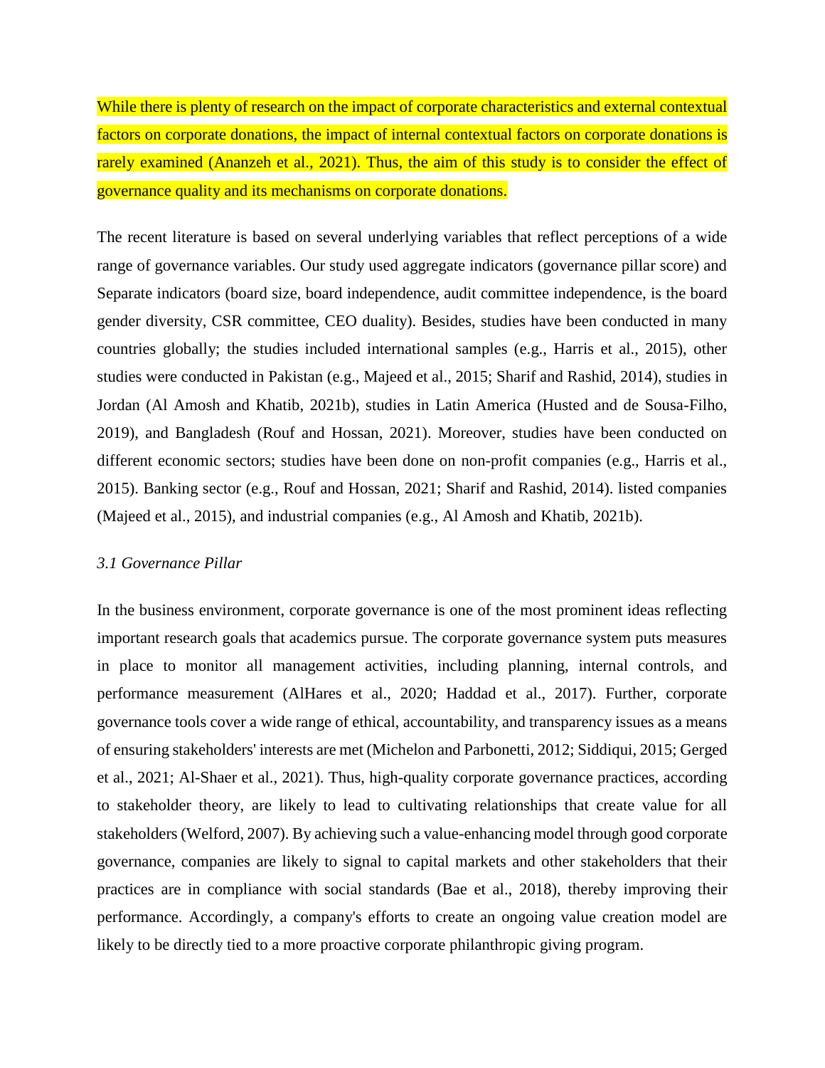While there is plenty of research on the impact of corporate characteristics and external contextual factors on corporate donations, the impact of internal contextual factors on corporate donations is rarely examined (Ananzeh et al., 2021). Thus, the aim of this study is to consider the effect of governance quality and its mechanisms on corporate donations.

The recent literature is based on several underlying variables that reflect perceptions of a wide range of governance variables. Our study used aggregate indicators (governance pillar score) and Separate indicators (board size, board independence, audit committee independence, is the board gender diversity, CSR committee, CEO duality). Besides, studies have been conducted in many countries globally; the studies included international samples (e.g., Harris et al., 2015), other studies were conducted in Pakistan (e.g., Majeed et al., 2015; Sharif and Rashid, 2014), studies in Jordan (Al Amosh and Khatib, 2021b), studies in Latin America (Husted and de Sousa-Filho, 2019), and Bangladesh (Rouf and Hossan, 2021). Moreover, studies have been conducted on different economic sectors; studies have been done on non-profit companies (e.g., Harris et al., 2015). Banking sector (e.g., Rouf and Hossan, 2021; Sharif and Rashid, 2014). listed companies (Majeed et al., 2015), and industrial companies (e.g., Al Amosh and Khatib, 2021b).

### *3.1 Governance Pillar*

In the business environment, corporate governance is one of the most prominent ideas reflecting important research goals that academics pursue. The corporate governance system puts measures in place to monitor all management activities, including planning, internal controls, and performance measurement (AlHares et al., 2020; Haddad et al., 2017). Further, corporate governance tools cover a wide range of ethical, accountability, and transparency issues as a means of ensuring stakeholders' interests are met (Michelon and Parbonetti, 2012; Siddiqui, 2015; Gerged et al., 2021; Al-Shaer et al., 2021). Thus, high-quality corporate governance practices, according to stakeholder theory, are likely to lead to cultivating relationships that create value for all stakeholders (Welford, 2007). By achieving such a value-enhancing model through good corporate governance, companies are likely to signal to capital markets and other stakeholders that their practices are in compliance with social standards (Bae et al., 2018), thereby improving their performance. Accordingly, a company's efforts to create an ongoing value creation model are likely to be directly tied to a more proactive corporate philanthropic giving program.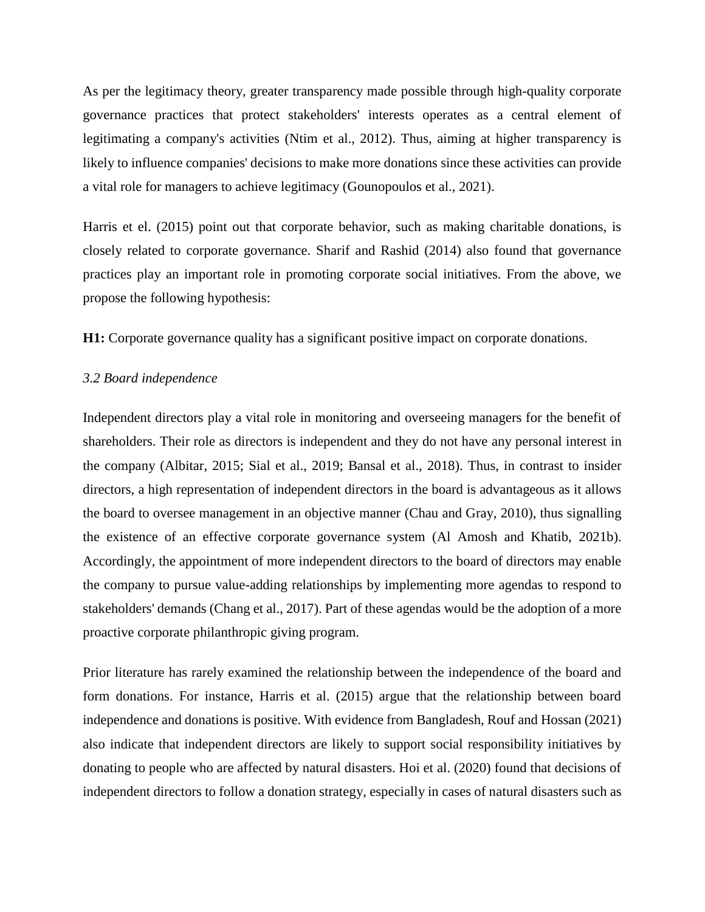As per the legitimacy theory, greater transparency made possible through high-quality corporate governance practices that protect stakeholders' interests operates as a central element of legitimating a company's activities (Ntim et al., 2012). Thus, aiming at higher transparency is likely to influence companies' decisions to make more donations since these activities can provide a vital role for managers to achieve legitimacy (Gounopoulos et al., 2021).

Harris et el. (2015) point out that corporate behavior, such as making charitable donations, is closely related to corporate governance. Sharif and Rashid (2014) also found that governance practices play an important role in promoting corporate social initiatives. From the above, we propose the following hypothesis:

**H1:** Corporate governance quality has a significant positive impact on corporate donations.

### *3.2 Board independence*

Independent directors play a vital role in monitoring and overseeing managers for the benefit of shareholders. Their role as directors is independent and they do not have any personal interest in the company (Albitar, 2015; Sial et al., 2019; Bansal et al., 2018). Thus, in contrast to insider directors, a high representation of independent directors in the board is advantageous as it allows the board to oversee management in an objective manner (Chau and Gray, 2010), thus signalling the existence of an effective corporate governance system (Al Amosh and Khatib, 2021b). Accordingly, the appointment of more independent directors to the board of directors may enable the company to pursue value-adding relationships by implementing more agendas to respond to stakeholders' demands (Chang et al., 2017). Part of these agendas would be the adoption of a more proactive corporate philanthropic giving program.

Prior literature has rarely examined the relationship between the independence of the board and form donations. For instance, Harris et al. (2015) argue that the relationship between board independence and donations is positive. With evidence from Bangladesh, Rouf and Hossan (2021) also indicate that independent directors are likely to support social responsibility initiatives by donating to people who are affected by natural disasters. Hoi et al. (2020) found that decisions of independent directors to follow a donation strategy, especially in cases of natural disasters such as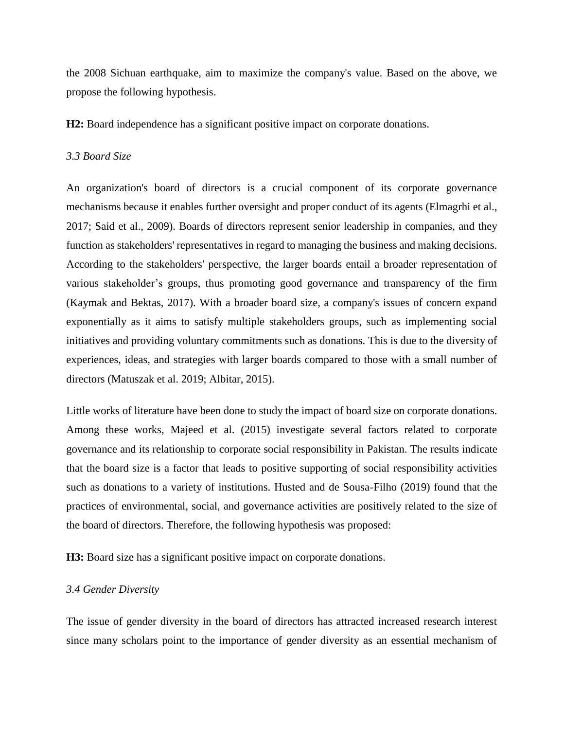the 2008 Sichuan earthquake, aim to maximize the company's value. Based on the above, we propose the following hypothesis.

**H2:** Board independence has a significant positive impact on corporate donations.

### *3.3 Board Size*

An organization's board of directors is a crucial component of its corporate governance mechanisms because it enables further oversight and proper conduct of its agents (Elmagrhi et al., 2017; Said et al., 2009). Boards of directors represent senior leadership in companies, and they function as stakeholders' representatives in regard to managing the business and making decisions. According to the stakeholders' perspective, the larger boards entail a broader representation of various stakeholder's groups, thus promoting good governance and transparency of the firm (Kaymak and Bektas, 2017). With a broader board size, a company's issues of concern expand exponentially as it aims to satisfy multiple stakeholders groups, such as implementing social initiatives and providing voluntary commitments such as donations. This is due to the diversity of experiences, ideas, and strategies with larger boards compared to those with a small number of directors (Matuszak et al. 2019; Albitar, 2015).

Little works of literature have been done to study the impact of board size on corporate donations. Among these works, Majeed et al. (2015) investigate several factors related to corporate governance and its relationship to corporate social responsibility in Pakistan. The results indicate that the board size is a factor that leads to positive supporting of social responsibility activities such as donations to a variety of institutions. Husted and de Sousa-Filho (2019) found that the practices of environmental, social, and governance activities are positively related to the size of the board of directors. Therefore, the following hypothesis was proposed:

**H3:** Board size has a significant positive impact on corporate donations.

### *3.4 Gender Diversity*

The issue of gender diversity in the board of directors has attracted increased research interest since many scholars point to the importance of gender diversity as an essential mechanism of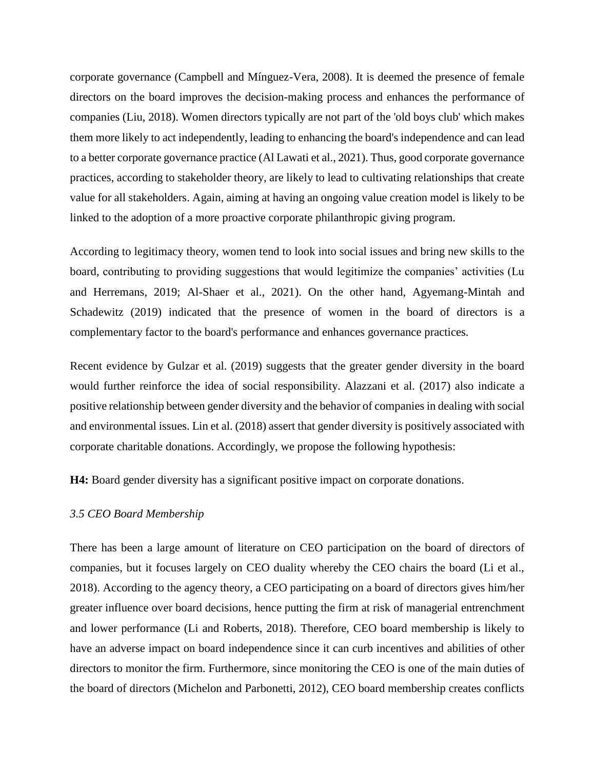corporate governance (Campbell and Mínguez-Vera, 2008). It is deemed the presence of female directors on the board improves the decision-making process and enhances the performance of companies (Liu, 2018). Women directors typically are not part of the 'old boys club' which makes them more likely to act independently, leading to enhancing the board's independence and can lead to a better corporate governance practice (Al Lawati et al., 2021). Thus, good corporate governance practices, according to stakeholder theory, are likely to lead to cultivating relationships that create value for all stakeholders. Again, aiming at having an ongoing value creation model is likely to be linked to the adoption of a more proactive corporate philanthropic giving program.

According to legitimacy theory, women tend to look into social issues and bring new skills to the board, contributing to providing suggestions that would legitimize the companies' activities (Lu and Herremans, 2019; Al-Shaer et al., 2021). On the other hand, Agyemang-Mintah and Schadewitz (2019) indicated that the presence of women in the board of directors is a complementary factor to the board's performance and enhances governance practices.

Recent evidence by Gulzar et al. (2019) suggests that the greater gender diversity in the board would further reinforce the idea of social responsibility. Alazzani et al. (2017) also indicate a positive relationship between gender diversity and the behavior of companies in dealing with social and environmental issues. Lin et al. (2018) assert that gender diversity is positively associated with corporate charitable donations. Accordingly, we propose the following hypothesis:

**H4:** Board gender diversity has a significant positive impact on corporate donations.

### *3.5 CEO Board Membership*

There has been a large amount of literature on CEO participation on the board of directors of companies, but it focuses largely on CEO duality whereby the CEO chairs the board (Li et al., 2018). According to the agency theory, a CEO participating on a board of directors gives him/her greater influence over board decisions, hence putting the firm at risk of managerial entrenchment and lower performance (Li and Roberts, 2018). Therefore, CEO board membership is likely to have an adverse impact on board independence since it can curb incentives and abilities of other directors to monitor the firm. Furthermore, since monitoring the CEO is one of the main duties of the board of directors (Michelon and Parbonetti, 2012), CEO board membership creates conflicts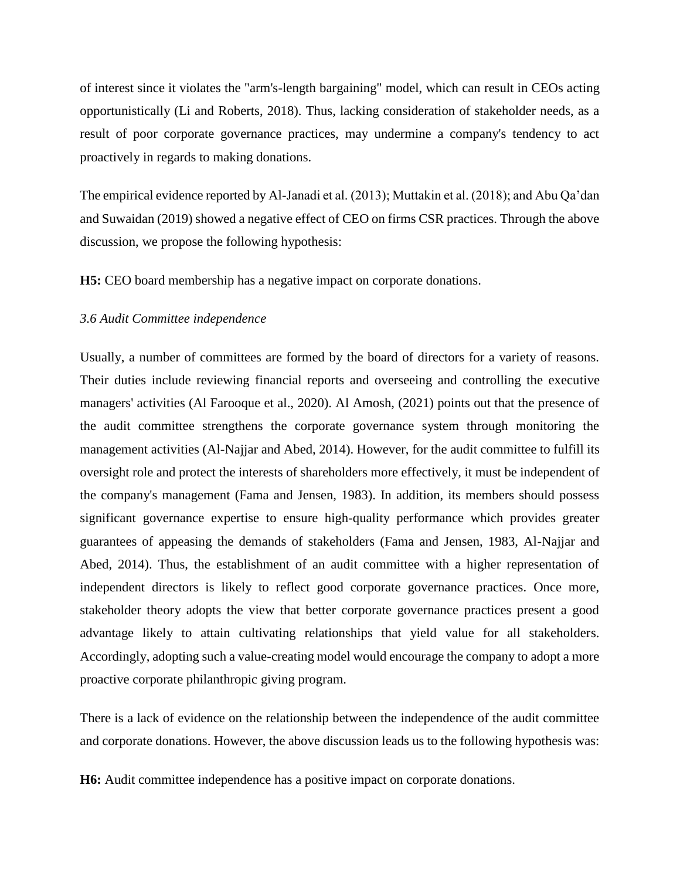of interest since it violates the "arm's-length bargaining" model, which can result in CEOs acting opportunistically (Li and Roberts, 2018). Thus, lacking consideration of stakeholder needs, as a result of poor corporate governance practices, may undermine a company's tendency to act proactively in regards to making donations.

The empirical evidence reported by Al-Janadi et al. (2013); Muttakin et al. (2018); and Abu Qa'dan and Suwaidan (2019) showed a negative effect of CEO on firms CSR practices. Through the above discussion, we propose the following hypothesis:

**H5:** CEO board membership has a negative impact on corporate donations.

### *3.6 Audit Committee independence*

Usually, a number of committees are formed by the board of directors for a variety of reasons. Their duties include reviewing financial reports and overseeing and controlling the executive managers' activities (Al Farooque et al., 2020). Al Amosh, (2021) points out that the presence of the audit committee strengthens the corporate governance system through monitoring the management activities (Al-Najjar and Abed, 2014). However, for the audit committee to fulfill its oversight role and protect the interests of shareholders more effectively, it must be independent of the company's management (Fama and Jensen, 1983). In addition, its members should possess significant governance expertise to ensure high-quality performance which provides greater guarantees of appeasing the demands of stakeholders (Fama and Jensen, 1983, Al-Najjar and Abed, 2014). Thus, the establishment of an audit committee with a higher representation of independent directors is likely to reflect good corporate governance practices. Once more, stakeholder theory adopts the view that better corporate governance practices present a good advantage likely to attain cultivating relationships that yield value for all stakeholders. Accordingly, adopting such a value-creating model would encourage the company to adopt a more proactive corporate philanthropic giving program.

There is a lack of evidence on the relationship between the independence of the audit committee and corporate donations. However, the above discussion leads us to the following hypothesis was:

**H6:** Audit committee independence has a positive impact on corporate donations.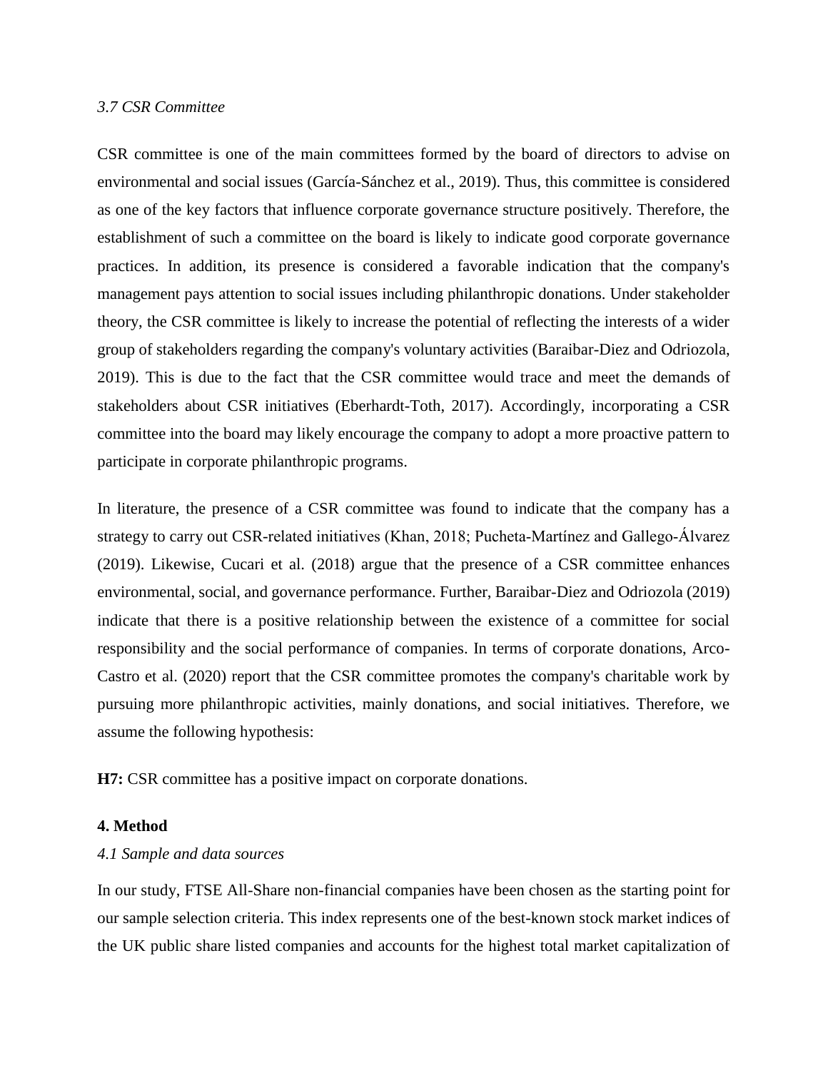### *3.7 CSR Committee*

CSR committee is one of the main committees formed by the board of directors to advise on environmental and social issues (García-Sánchez et al., 2019). Thus, this committee is considered as one of the key factors that influence corporate governance structure positively. Therefore, the establishment of such a committee on the board is likely to indicate good corporate governance practices. In addition, its presence is considered a favorable indication that the company's management pays attention to social issues including philanthropic donations. Under stakeholder theory, the CSR committee is likely to increase the potential of reflecting the interests of a wider group of stakeholders regarding the company's voluntary activities (Baraibar-Diez and Odriozola, 2019). This is due to the fact that the CSR committee would trace and meet the demands of stakeholders about CSR initiatives (Eberhardt-Toth, 2017). Accordingly, incorporating a CSR committee into the board may likely encourage the company to adopt a more proactive pattern to participate in corporate philanthropic programs.

In literature, the presence of a CSR committee was found to indicate that the company has a strategy to carry out CSR-related initiatives (Khan, 2018; Pucheta-Martínez and Gallego-Álvarez (2019). Likewise, Cucari et al. (2018) argue that the presence of a CSR committee enhances environmental, social, and governance performance. Further, Baraibar-Diez and Odriozola (2019) indicate that there is a positive relationship between the existence of a committee for social responsibility and the social performance of companies. In terms of corporate donations, Arco-Castro et al. (2020) report that the CSR committee promotes the company's charitable work by pursuing more philanthropic activities, mainly donations, and social initiatives. Therefore, we assume the following hypothesis:

**H7:** CSR committee has a positive impact on corporate donations.

## 4. Method

### *4.1 Sample and data sources*

In our study, FTSE All-Share non-financial companies have been chosen as the starting point for our sample selection criteria. This index represents one of the best-known stock market indices of the UK public share listed companies and accounts for the highest total market capitalization of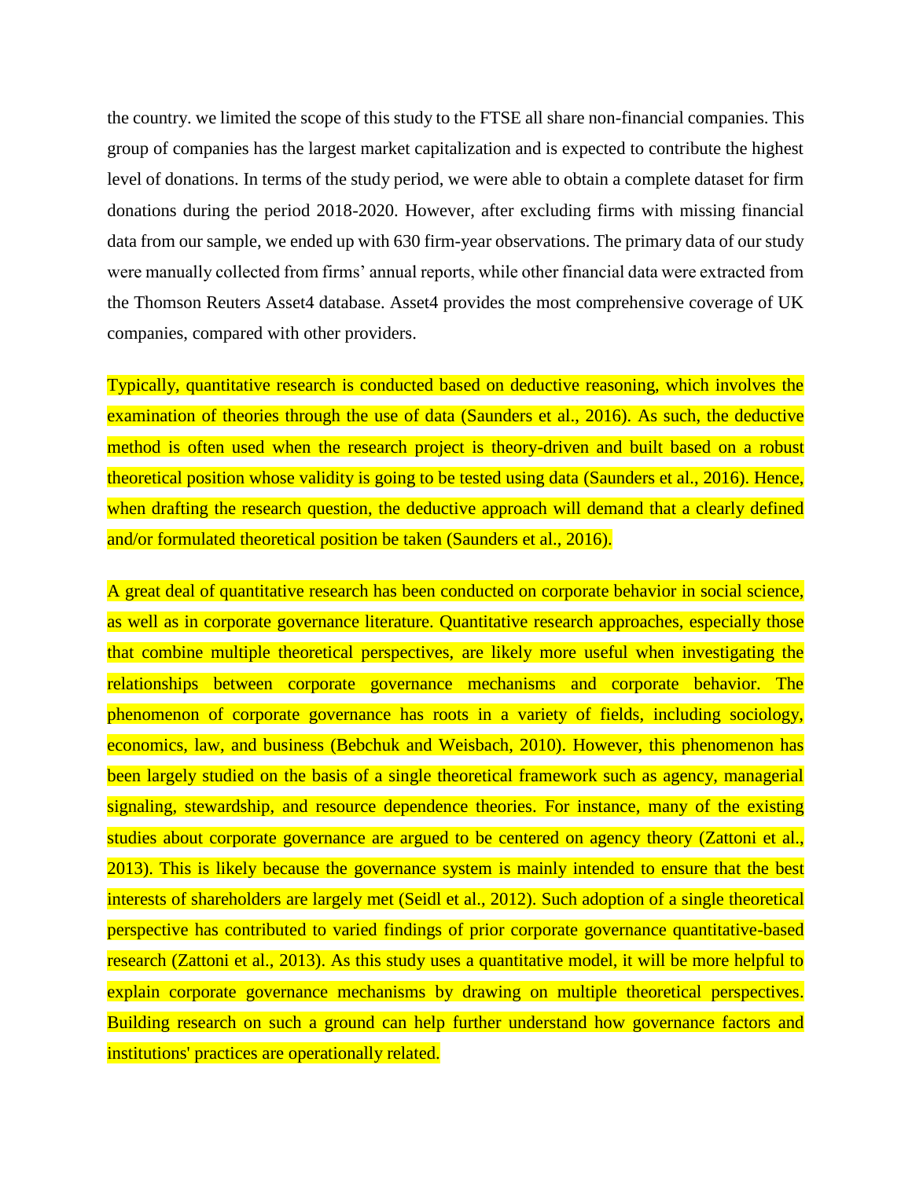the country. we limited the scope of this study to the FTSE all share non-financial companies. This group of companies has the largest market capitalization and is expected to contribute the highest level of donations. In terms of the study period, we were able to obtain a complete dataset for firm donations during the period 2018-2020. However, after excluding firms with missing financial data from our sample, we ended up with 630 firm-year observations. The primary data of our study were manually collected from firms' annual reports, while other financial data were extracted from the Thomson Reuters Asset4 database. Asset4 provides the most comprehensive coverage of UK companies, compared with other providers.

Typically, quantitative research is conducted based on deductive reasoning, which involves the examination of theories through the use of data (Saunders et al., 2016). As such, the deductive method is often used when the research project is theory-driven and built based on a robust theoretical position whose validity is going to be tested using data (Saunders et al., 2016). Hence, when drafting the research question, the deductive approach will demand that a clearly defined and/or formulated theoretical position be taken (Saunders et al., 2016).

A great deal of quantitative research has been conducted on corporate behavior in social science, as well as in corporate governance literature. Quantitative research approaches, especially those that combine multiple theoretical perspectives, are likely more useful when investigating the relationships between corporate governance mechanisms and corporate behavior. The phenomenon of corporate governance has roots in a variety of fields, including sociology, economics, law, and business (Bebchuk and Weisbach, 2010). However, this phenomenon has been largely studied on the basis of a single theoretical framework such as agency, managerial signaling, stewardship, and resource dependence theories. For instance, many of the existing studies about corporate governance are argued to be centered on agency theory (Zattoni et al., 2013). This is likely because the governance system is mainly intended to ensure that the best interests of shareholders are largely met (Seidl et al., 2012). Such adoption of a single theoretical perspective has contributed to varied findings of prior corporate governance quantitative-based research (Zattoni et al., 2013). As this study uses a quantitative model, it will be more helpful to explain corporate governance mechanisms by drawing on multiple theoretical perspectives. Building research on such a ground can help further understand how governance factors and institutions' practices are operationally related.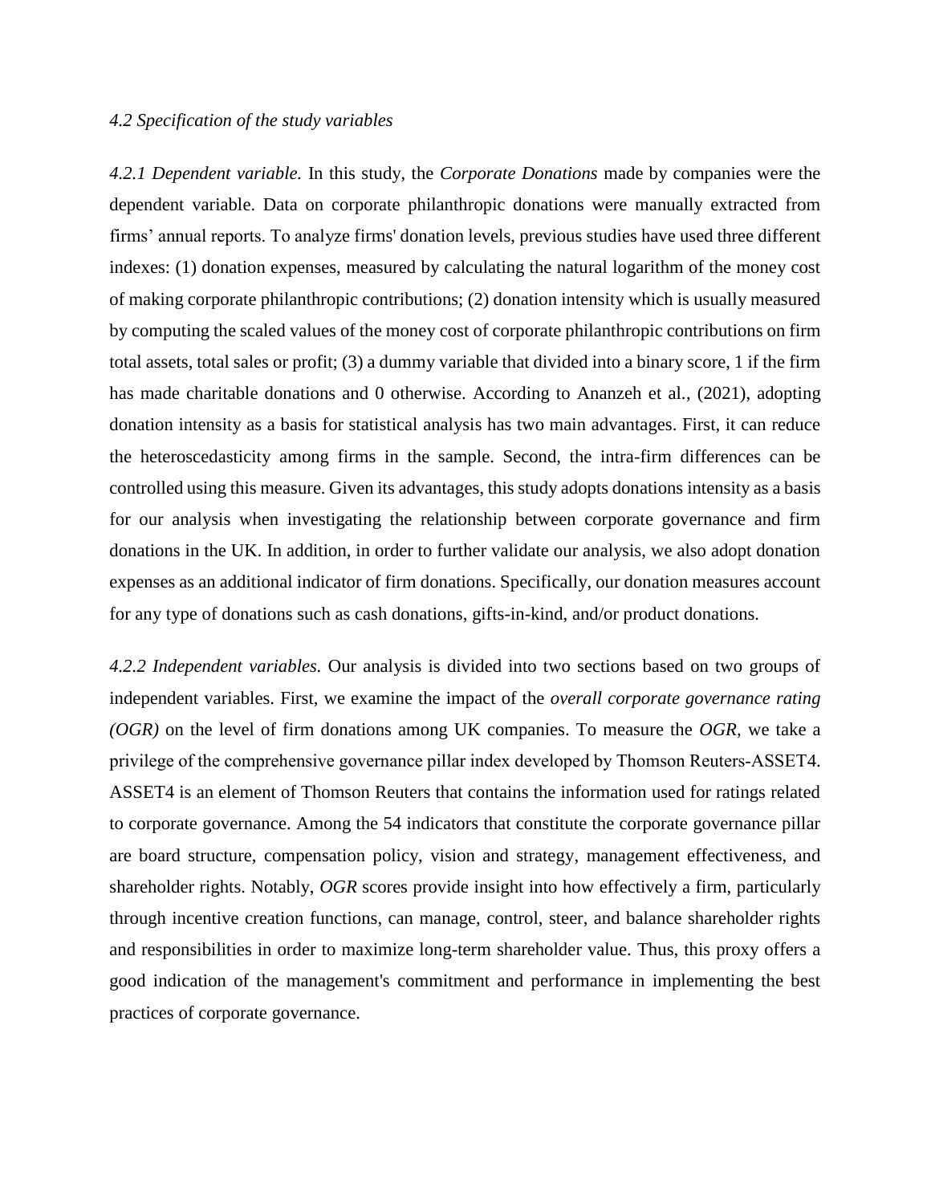*4.2 Specification of the study variables*

*4.2.1 Dependent variable.* In this study, the *Corporate Donations* made by companies were the dependent variable. Data on corporate philanthropic donations were manually extracted from firms' annual reports. To analyze firms' donation levels, previous studies have used three different indexes: (1) donation expenses, measured by calculating the natural logarithm of the money cost of making corporate philanthropic contributions; (2) donation intensity which is usually measured by computing the scaled values of the money cost of corporate philanthropic contributions on firm total assets, total sales or profit; (3) a dummy variable that divided into a binary score, 1 if the firm has made charitable donations and 0 otherwise. According to Ananzeh et al., (2021), adopting donation intensity as a basis for statistical analysis has two main advantages. First, it can reduce the heteroscedasticity among firms in the sample. Second, the intra-firm differences can be controlled using this measure. Given its advantages, this study adopts donations intensity as a basis for our analysis when investigating the relationship between corporate governance and firm donations in the UK. In addition, in order to further validate our analysis, we also adopt donation expenses as an additional indicator of firm donations. Specifically, our donation measures account for any type of donations such as cash donations, gifts-in-kind, and/or product donations.

*4.2.2 Independent variables.* Our analysis is divided into two sections based on two groups of independent variables. First, we examine the impact of the *overall corporate governance rating (OGR)* on the level of firm donations among UK companies. To measure the *OGR*, we take a privilege of the comprehensive governance pillar index developed by Thomson Reuters-ASSET4. ASSET4 is an element of Thomson Reuters that contains the information used for ratings related to corporate governance. Among the 54 indicators that constitute the corporate governance pillar are board structure, compensation policy, vision and strategy, management effectiveness, and shareholder rights. Notably, *OGR* scores provide insight into how effectively a firm, particularly through incentive creation functions, can manage, control, steer, and balance shareholder rights and responsibilities in order to maximize long-term shareholder value. Thus, this proxy offers a good indication of the management's commitment and performance in implementing the best practices of corporate governance.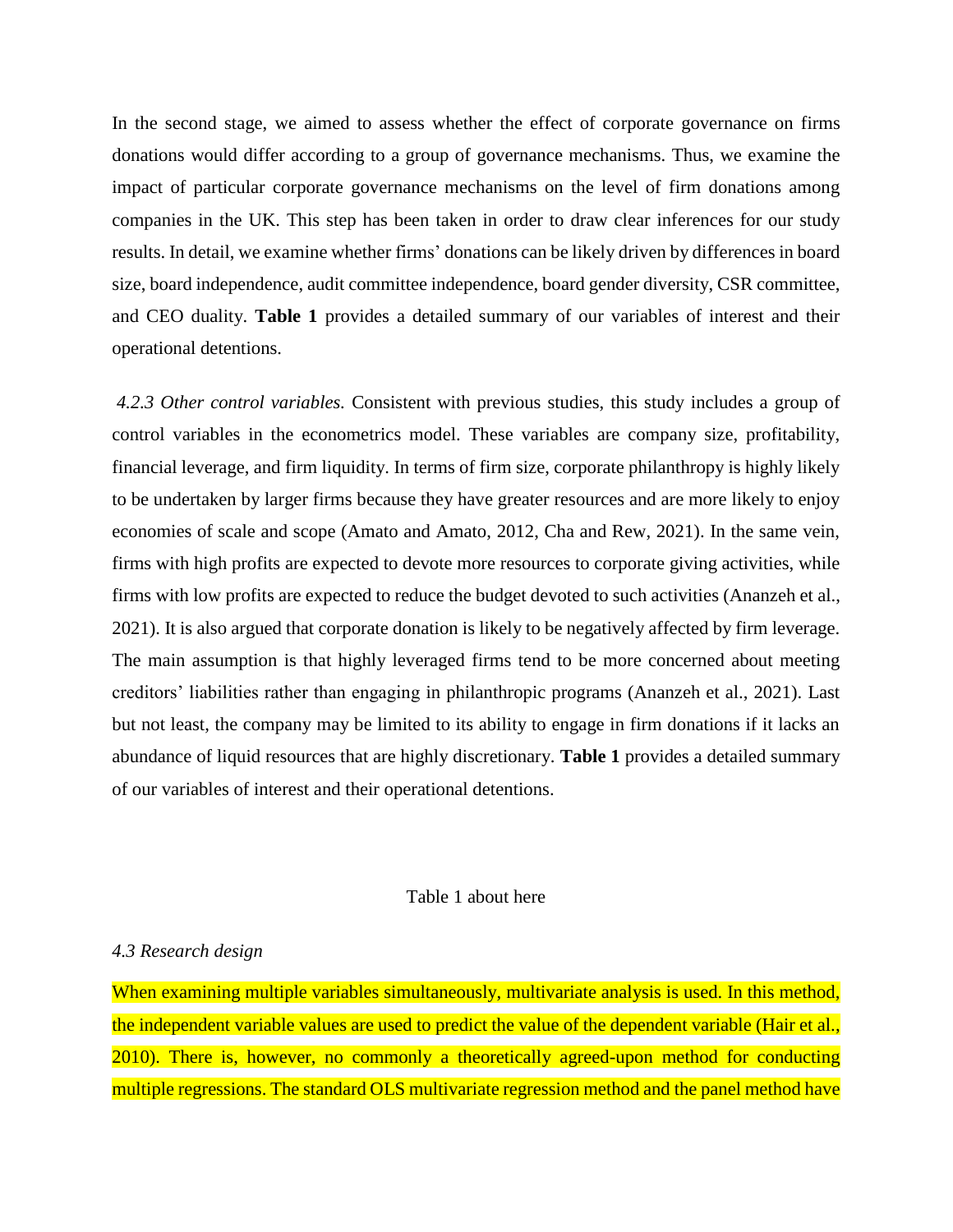In the second stage, we aimed to assess whether the effect of corporate governance on firms donations would differ according to a group of governance mechanisms. Thus, we examine the impact of particular corporate governance mechanisms on the level of firm donations among companies in the UK. This step has been taken in order to draw clear inferences for our study results. In detail, we examine whether firms' donations can be likely driven by differences in board size, board independence, audit committee independence, board gender diversity, CSR committee, and CEO duality. **Table 1** provides a detailed summary of our variables of interest and their operational detentions.

*4.2.3 Other control variables.* Consistent with previous studies, this study includes a group of control variables in the econometrics model. These variables are company size, profitability, financial leverage, and firm liquidity. In terms of firm size, corporate philanthropy is highly likely to be undertaken by larger firms because they have greater resources and are more likely to enjoy economies of scale and scope (Amato and Amato, 2012, Cha and Rew, 2021). In the same vein, firms with high profits are expected to devote more resources to corporate giving activities, while firms with low profits are expected to reduce the budget devoted to such activities (Ananzeh et al., 2021). It is also argued that corporate donation is likely to be negatively affected by firm leverage. The main assumption is that highly leveraged firms tend to be more concerned about meeting creditors' liabilities rather than engaging in philanthropic programs (Ananzeh et al., 2021). Last but not least, the company may be limited to its ability to engage in firm donations if it lacks an abundance of liquid resources that are highly discretionary. **Table 1** provides a detailed summary of our variables of interest and their operational detentions.

Table 1 about here

*4.3 Research design*

When examining multiple variables simultaneously, multivariate analysis is used. In this method, the independent variable values are used to predict the value of the dependent variable (Hair et al., 2010). There is, however, no commonly a theoretically agreed-upon method for conducting multiple regressions. The standard OLS multivariate regression method and the panel method have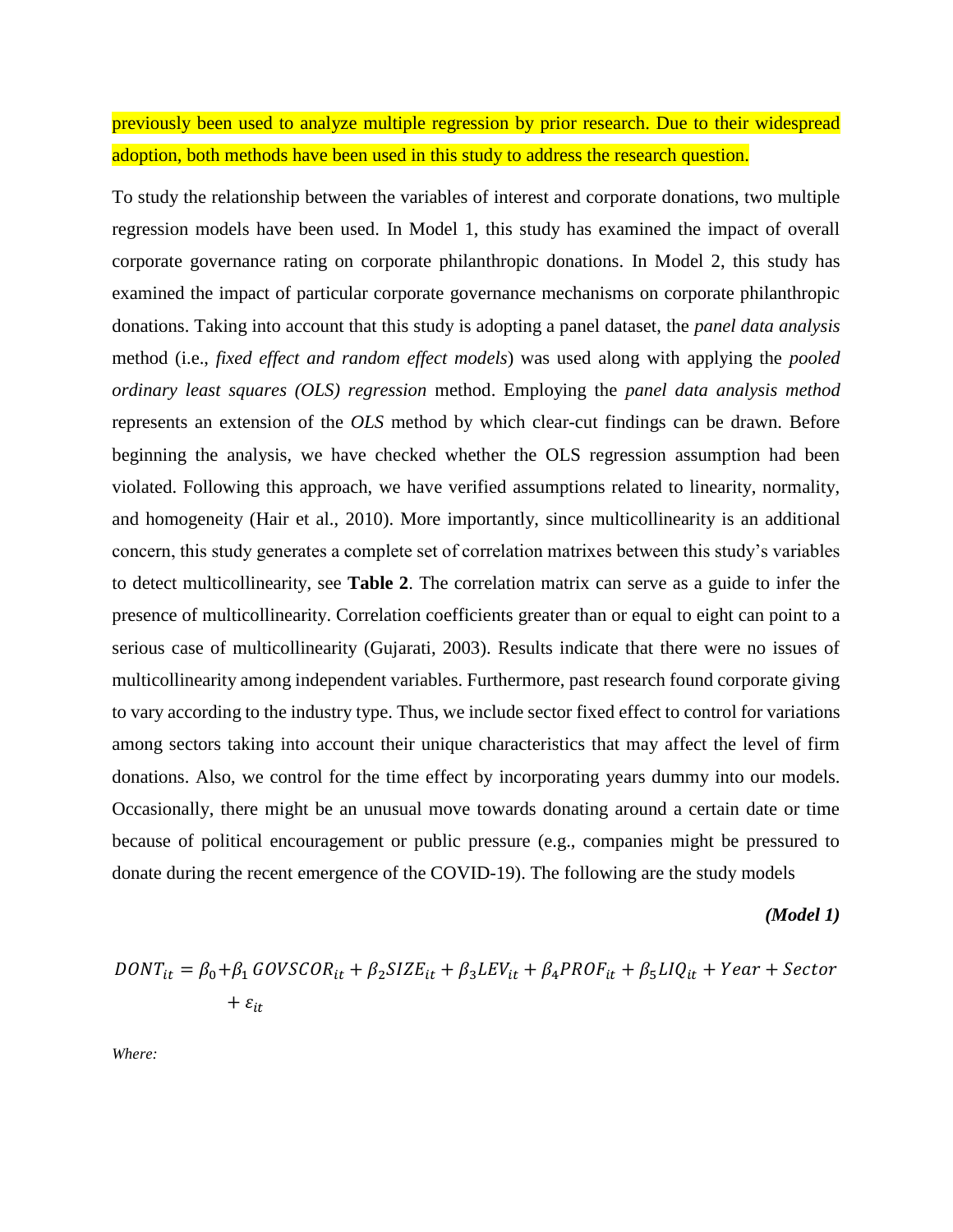previously been used to analyze multiple regression by prior research. Due to their widespread adoption, both methods have been used in this study to address the research question.

To study the relationship between the variables of interest and corporate donations, two multiple regression models have been used. In Model 1, this study has examined the impact of overall corporate governance rating on corporate philanthropic donations. In Model 2, this study has examined the impact of particular corporate governance mechanisms on corporate philanthropic donations. Taking into account that this study is adopting a panel dataset, the *panel data analysis* method (i.e., *fixed effect and random effect models*) was used along with applying the *pooled ordinary least squares (OLS) regression* method. Employing the *panel data analysis method* represents an extension of the *OLS* method by which clear-cut findings can be drawn. Before beginning the analysis, we have checked whether the OLS regression assumption had been violated. Following this approach, we have verified assumptions related to linearity, normality, and homogeneity (Hair et al., 2010). More importantly, since multicollinearity is an additional concern, this study generates a complete set of correlation matrixes between this study's variables to detect multicollinearity, see **Table 2**. The correlation matrix can serve as a guide to infer the presence of multicollinearity. Correlation coefficients greater than or equal to eight can point to a serious case of multicollinearity (Gujarati, 2003). Results indicate that there were no issues of multicollinearity among independent variables. Furthermore, past research found corporate giving to vary according to the industry type. Thus, we include sector fixed effect to control for variations among sectors taking into account their unique characteristics that may affect the level of firm donations. Also, we control for the time effect by incorporating years dummy into our models. Occasionally, there might be an unusual move towards donating around a certain date or time because of political encouragement or public pressure (e.g., companies might be pressured to donate during the recent emergence of the COVID-19). The following are the study models

***(Model 1)***

$$DONT_{it} = \beta_0 + \beta_1\, GOVSCOR_{it} + \beta_2 SIZE_{it} + \beta_3 LEV_{it} + \beta_4 PROF_{it} + \beta_5 LIQ_{it} + Year + Sector + \varepsilon_{it}$$

*Where:*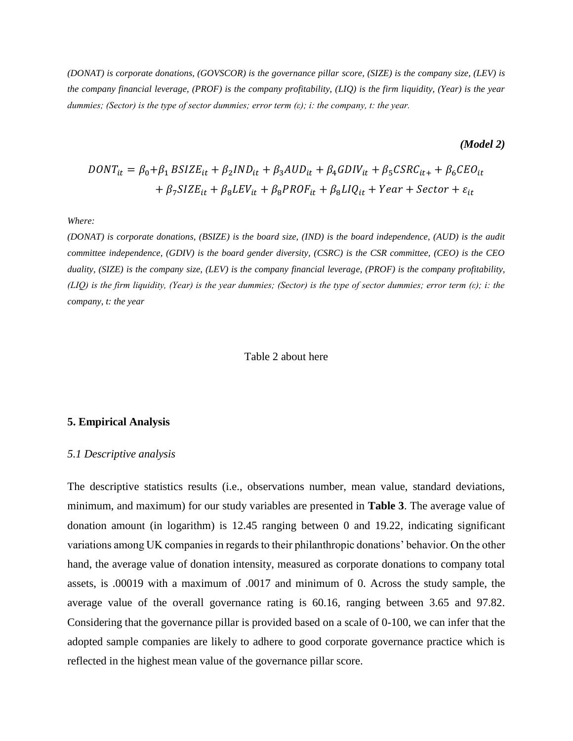*(DONAT) is corporate donations, (GOVSCOR) is the governance pillar score, (SIZE) is the company size, (LEV) is the company financial leverage, (PROF) is the company profitability, (LIQ) is the firm liquidity, (Year) is the year dummies; (Sector) is the type of sector dummies; error term (ε); i: the company, t: the year.*

***(Model 2)***

$$DONT_{it} = \beta_0 + \beta_1 BSIZE_{it} + \beta_2 IND_{it} + \beta_3 AUD_{it} + \beta_4 GDIV_{it} + \beta_5 CSRC_{it+} + \beta_6 CEO_{it} + \beta_7 SIZE_{it} + \beta_8 LEV_{it} + \beta_8 PROF_{it} + \beta_8 LIQ_{it} + Year + Sector + \varepsilon_{it}$$

*Where:*

*(DONAT) is corporate donations, (BSIZE) is the board size, (IND) is the board independence, (AUD) is the audit committee independence, (GDIV) is the board gender diversity, (CSRC) is the CSR committee, (CEO) is the CEO duality, (SIZE) is the company size, (LEV) is the company financial leverage, (PROF) is the company profitability, (LIQ) is the firm liquidity, (Year) is the year dummies; (Sector) is the type of sector dummies; error term (ε); i: the company, t: the year*

Table 2 about here

## 5. Empirical Analysis

### *5.1 Descriptive analysis*

The descriptive statistics results (i.e., observations number, mean value, standard deviations, minimum, and maximum) for our study variables are presented in **Table 3**. The average value of donation amount (in logarithm) is 12.45 ranging between 0 and 19.22, indicating significant variations among UK companies in regards to their philanthropic donations' behavior. On the other hand, the average value of donation intensity, measured as corporate donations to company total assets, is .00019 with a maximum of .0017 and minimum of 0. Across the study sample, the average value of the overall governance rating is 60.16, ranging between 3.65 and 97.82. Considering that the governance pillar is provided based on a scale of 0-100, we can infer that the adopted sample companies are likely to adhere to good corporate governance practice which is reflected in the highest mean value of the governance pillar score.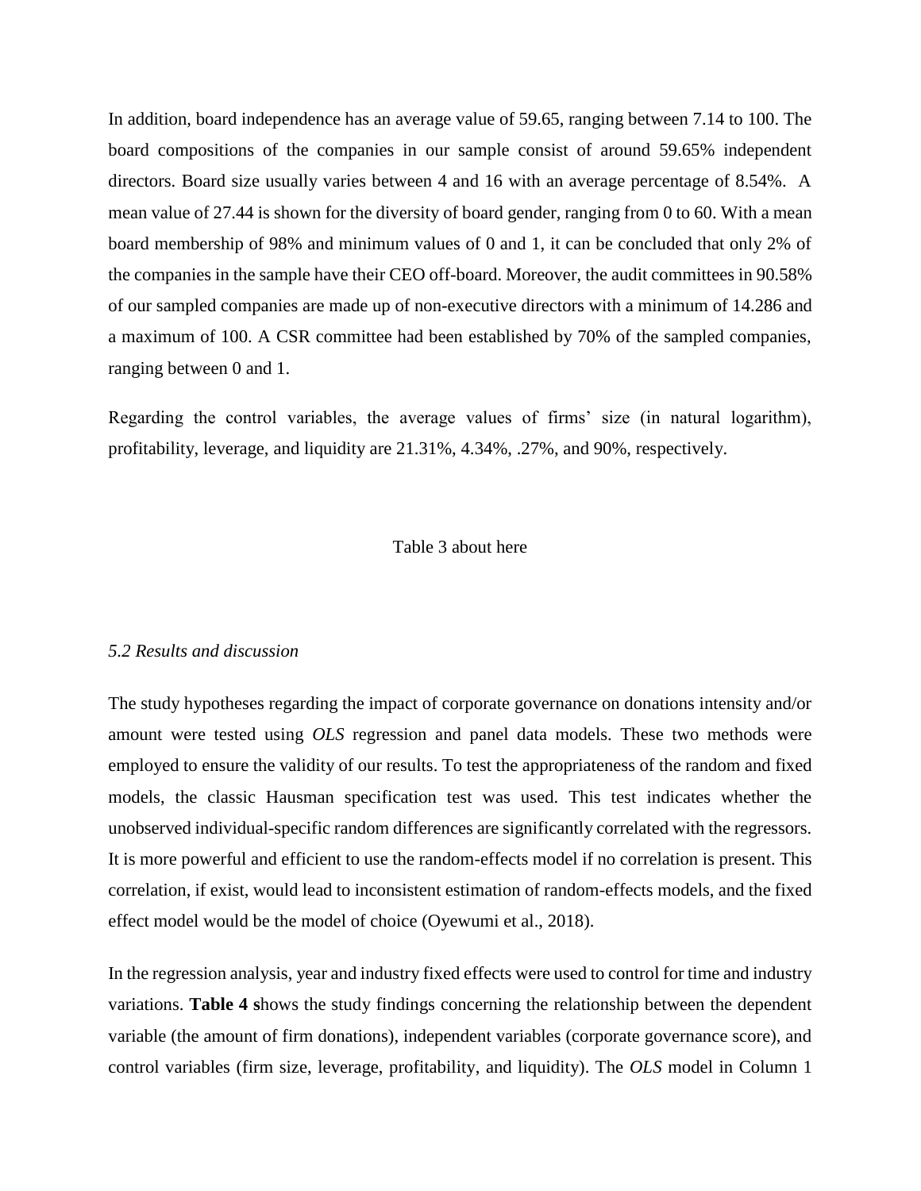In addition, board independence has an average value of 59.65, ranging between 7.14 to 100. The board compositions of the companies in our sample consist of around 59.65% independent directors. Board size usually varies between 4 and 16 with an average percentage of 8.54%. A mean value of 27.44 is shown for the diversity of board gender, ranging from 0 to 60. With a mean board membership of 98% and minimum values of 0 and 1, it can be concluded that only 2% of the companies in the sample have their CEO off-board. Moreover, the audit committees in 90.58% of our sampled companies are made up of non-executive directors with a minimum of 14.286 and a maximum of 100. A CSR committee had been established by 70% of the sampled companies, ranging between 0 and 1.

Regarding the control variables, the average values of firms' size (in natural logarithm), profitability, leverage, and liquidity are 21.31%, 4.34%, .27%, and 90%, respectively.

Table 3 about here

*5.2 Results and discussion*

The study hypotheses regarding the impact of corporate governance on donations intensity and/or amount were tested using *OLS* regression and panel data models. These two methods were employed to ensure the validity of our results. To test the appropriateness of the random and fixed models, the classic Hausman specification test was used. This test indicates whether the unobserved individual-specific random differences are significantly correlated with the regressors. It is more powerful and efficient to use the random-effects model if no correlation is present. This correlation, if exist, would lead to inconsistent estimation of random-effects models, and the fixed effect model would be the model of choice (Oyewumi et al., 2018).

In the regression analysis, year and industry fixed effects were used to control for time and industry variations. **Table 4 s**hows the study findings concerning the relationship between the dependent variable (the amount of firm donations), independent variables (corporate governance score), and control variables (firm size, leverage, profitability, and liquidity). The *OLS* model in Column 1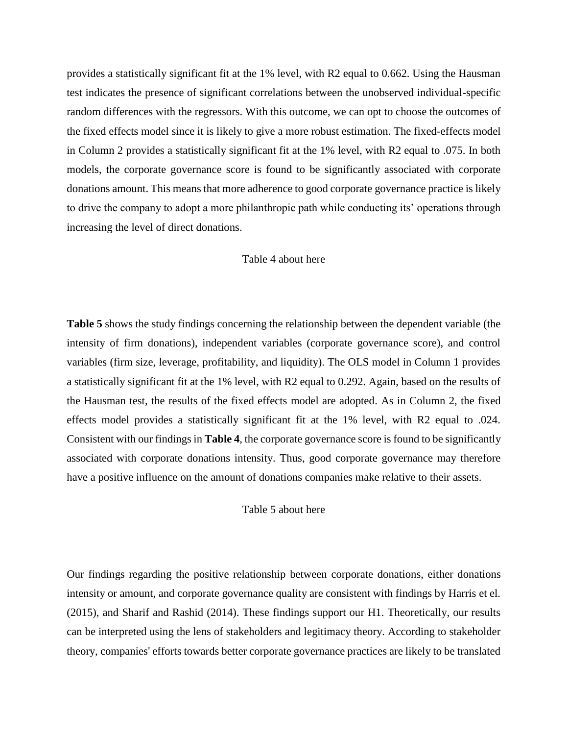provides a statistically significant fit at the 1% level, with R2 equal to 0.662. Using the Hausman test indicates the presence of significant correlations between the unobserved individual-specific random differences with the regressors. With this outcome, we can opt to choose the outcomes of the fixed effects model since it is likely to give a more robust estimation. The fixed-effects model in Column 2 provides a statistically significant fit at the 1% level, with R2 equal to .075. In both models, the corporate governance score is found to be significantly associated with corporate donations amount. This means that more adherence to good corporate governance practice is likely to drive the company to adopt a more philanthropic path while conducting its' operations through increasing the level of direct donations.

Table 4 about here

**Table 5** shows the study findings concerning the relationship between the dependent variable (the intensity of firm donations), independent variables (corporate governance score), and control variables (firm size, leverage, profitability, and liquidity). The OLS model in Column 1 provides a statistically significant fit at the 1% level, with R2 equal to 0.292. Again, based on the results of the Hausman test, the results of the fixed effects model are adopted. As in Column 2, the fixed effects model provides a statistically significant fit at the 1% level, with R2 equal to .024. Consistent with our findings in **Table 4**, the corporate governance score is found to be significantly associated with corporate donations intensity. Thus, good corporate governance may therefore have a positive influence on the amount of donations companies make relative to their assets.

Table 5 about here

Our findings regarding the positive relationship between corporate donations, either donations intensity or amount, and corporate governance quality are consistent with findings by Harris et el. (2015), and Sharif and Rashid (2014). These findings support our H1. Theoretically, our results can be interpreted using the lens of stakeholders and legitimacy theory. According to stakeholder theory, companies' efforts towards better corporate governance practices are likely to be translated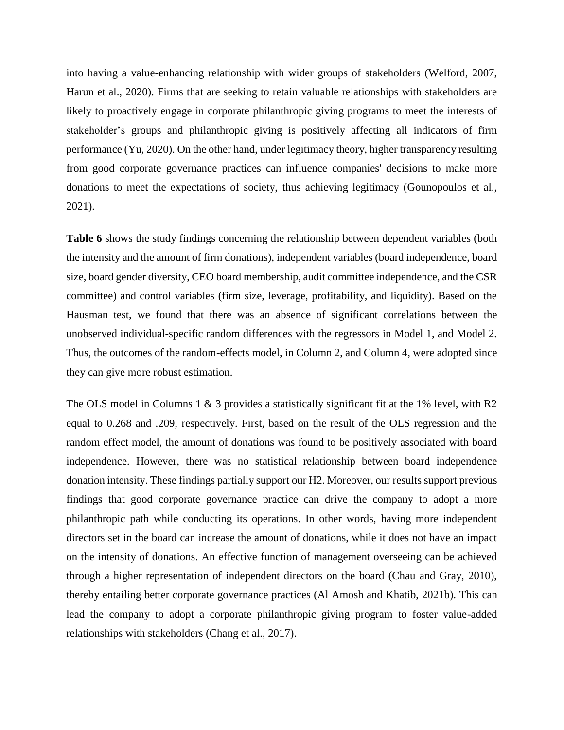into having a value-enhancing relationship with wider groups of stakeholders (Welford, 2007, Harun et al., 2020). Firms that are seeking to retain valuable relationships with stakeholders are likely to proactively engage in corporate philanthropic giving programs to meet the interests of stakeholder's groups and philanthropic giving is positively affecting all indicators of firm performance (Yu, 2020). On the other hand, under legitimacy theory, higher transparency resulting from good corporate governance practices can influence companies' decisions to make more donations to meet the expectations of society, thus achieving legitimacy (Gounopoulos et al., 2021).

**Table 6** shows the study findings concerning the relationship between dependent variables (both the intensity and the amount of firm donations), independent variables (board independence, board size, board gender diversity, CEO board membership, audit committee independence, and the CSR committee) and control variables (firm size, leverage, profitability, and liquidity). Based on the Hausman test, we found that there was an absence of significant correlations between the unobserved individual-specific random differences with the regressors in Model 1, and Model 2. Thus, the outcomes of the random-effects model, in Column 2, and Column 4, were adopted since they can give more robust estimation.

The OLS model in Columns 1 & 3 provides a statistically significant fit at the 1% level, with R2 equal to 0.268 and .209, respectively. First, based on the result of the OLS regression and the random effect model, the amount of donations was found to be positively associated with board independence. However, there was no statistical relationship between board independence donation intensity. These findings partially support our H2. Moreover, our results support previous findings that good corporate governance practice can drive the company to adopt a more philanthropic path while conducting its operations. In other words, having more independent directors set in the board can increase the amount of donations, while it does not have an impact on the intensity of donations. An effective function of management overseeing can be achieved through a higher representation of independent directors on the board (Chau and Gray, 2010), thereby entailing better corporate governance practices (Al Amosh and Khatib, 2021b). This can lead the company to adopt a corporate philanthropic giving program to foster value-added relationships with stakeholders (Chang et al., 2017).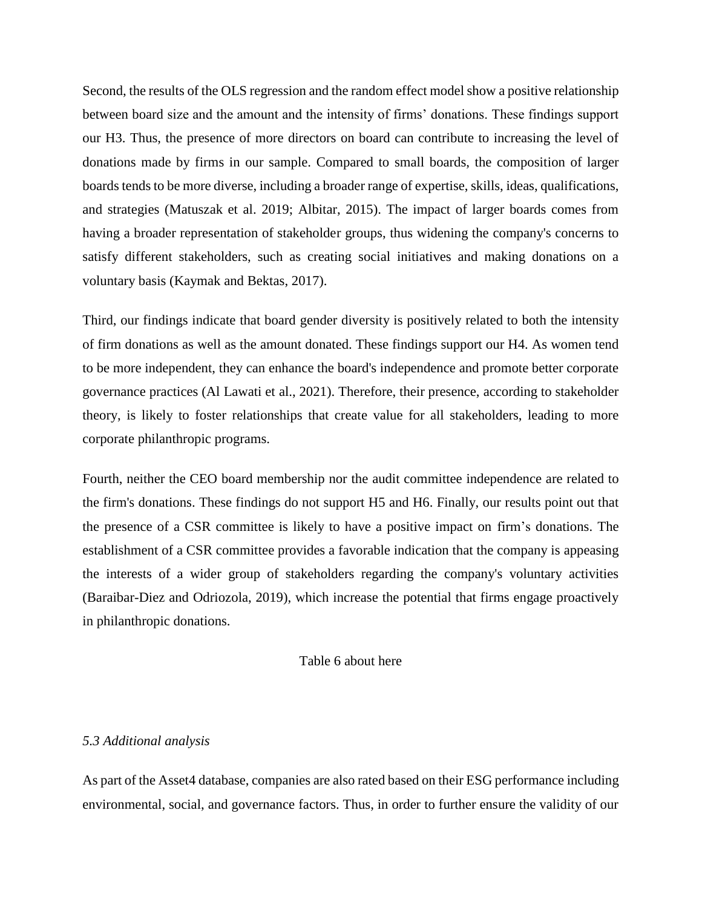Second, the results of the OLS regression and the random effect model show a positive relationship between board size and the amount and the intensity of firms' donations. These findings support our H3. Thus, the presence of more directors on board can contribute to increasing the level of donations made by firms in our sample. Compared to small boards, the composition of larger boards tends to be more diverse, including a broader range of expertise, skills, ideas, qualifications, and strategies (Matuszak et al. 2019; Albitar, 2015). The impact of larger boards comes from having a broader representation of stakeholder groups, thus widening the company's concerns to satisfy different stakeholders, such as creating social initiatives and making donations on a voluntary basis (Kaymak and Bektas, 2017).

Third, our findings indicate that board gender diversity is positively related to both the intensity of firm donations as well as the amount donated. These findings support our H4. As women tend to be more independent, they can enhance the board's independence and promote better corporate governance practices (Al Lawati et al., 2021). Therefore, their presence, according to stakeholder theory, is likely to foster relationships that create value for all stakeholders, leading to more corporate philanthropic programs.

Fourth, neither the CEO board membership nor the audit committee independence are related to the firm's donations. These findings do not support H5 and H6. Finally, our results point out that the presence of a CSR committee is likely to have a positive impact on firm's donations. The establishment of a CSR committee provides a favorable indication that the company is appeasing the interests of a wider group of stakeholders regarding the company's voluntary activities (Baraibar-Diez and Odriozola, 2019), which increase the potential that firms engage proactively in philanthropic donations.

Table 6 about here

*5.3 Additional analysis*

As part of the Asset4 database, companies are also rated based on their ESG performance including environmental, social, and governance factors. Thus, in order to further ensure the validity of our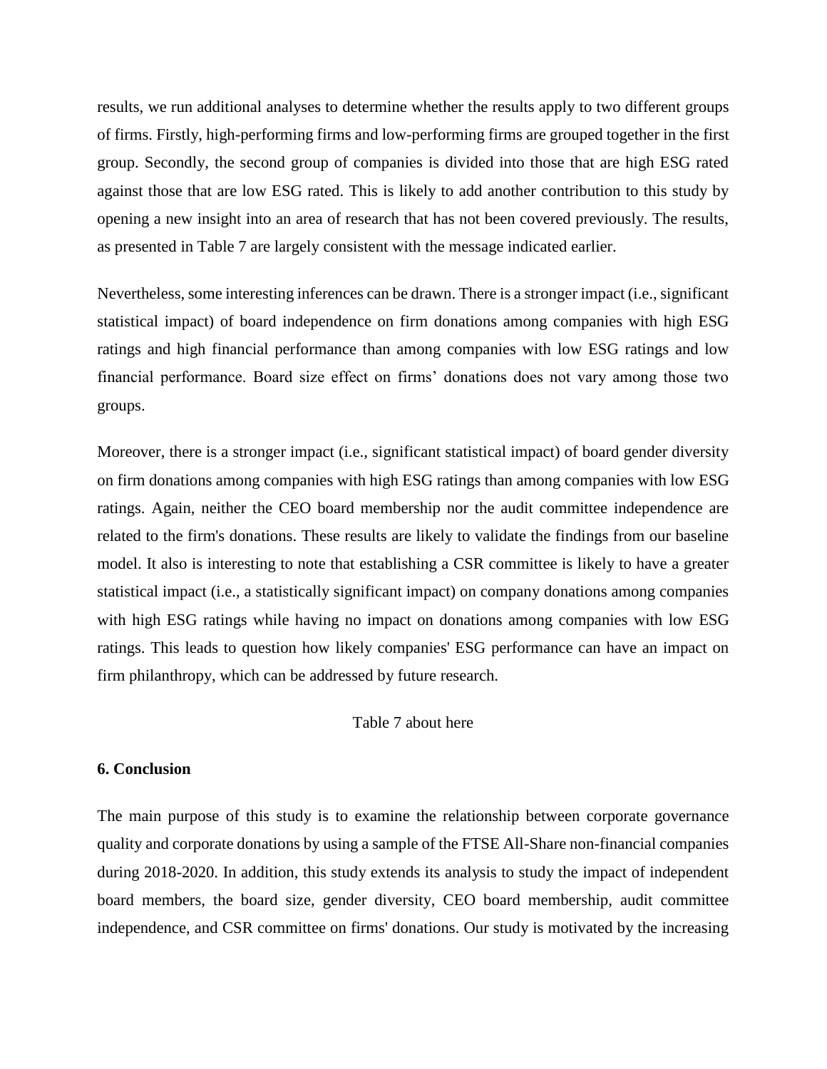results, we run additional analyses to determine whether the results apply to two different groups of firms. Firstly, high-performing firms and low-performing firms are grouped together in the first group. Secondly, the second group of companies is divided into those that are high ESG rated against those that are low ESG rated. This is likely to add another contribution to this study by opening a new insight into an area of research that has not been covered previously. The results, as presented in Table 7 are largely consistent with the message indicated earlier.

Nevertheless, some interesting inferences can be drawn. There is a stronger impact (i.e., significant statistical impact) of board independence on firm donations among companies with high ESG ratings and high financial performance than among companies with low ESG ratings and low financial performance. Board size effect on firms' donations does not vary among those two groups.

Moreover, there is a stronger impact (i.e., significant statistical impact) of board gender diversity on firm donations among companies with high ESG ratings than among companies with low ESG ratings. Again, neither the CEO board membership nor the audit committee independence are related to the firm's donations. These results are likely to validate the findings from our baseline model. It also is interesting to note that establishing a CSR committee is likely to have a greater statistical impact (i.e., a statistically significant impact) on company donations among companies with high ESG ratings while having no impact on donations among companies with low ESG ratings. This leads to question how likely companies' ESG performance can have an impact on firm philanthropy, which can be addressed by future research.

Table 7 about here

## 6. Conclusion

The main purpose of this study is to examine the relationship between corporate governance quality and corporate donations by using a sample of the FTSE All-Share non-financial companies during 2018-2020. In addition, this study extends its analysis to study the impact of independent board members, the board size, gender diversity, CEO board membership, audit committee independence, and CSR committee on firms' donations. Our study is motivated by the increasing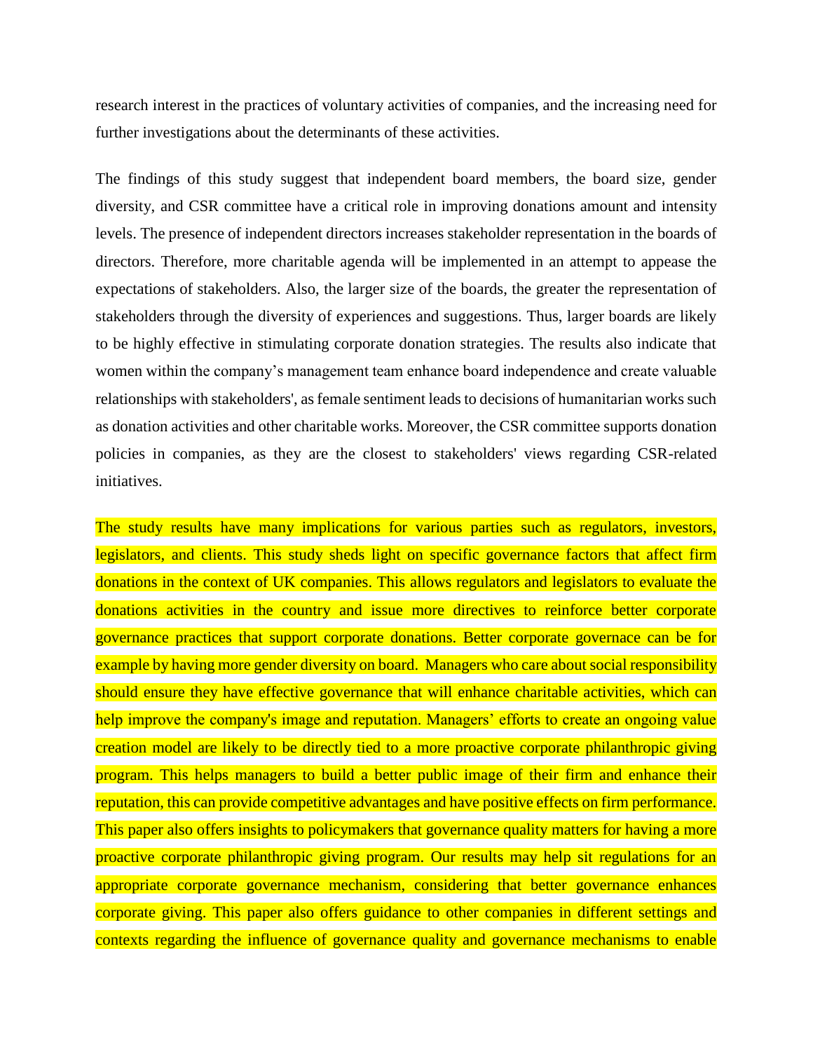research interest in the practices of voluntary activities of companies, and the increasing need for further investigations about the determinants of these activities.

The findings of this study suggest that independent board members, the board size, gender diversity, and CSR committee have a critical role in improving donations amount and intensity levels. The presence of independent directors increases stakeholder representation in the boards of directors. Therefore, more charitable agenda will be implemented in an attempt to appease the expectations of stakeholders. Also, the larger size of the boards, the greater the representation of stakeholders through the diversity of experiences and suggestions. Thus, larger boards are likely to be highly effective in stimulating corporate donation strategies. The results also indicate that women within the company's management team enhance board independence and create valuable relationships with stakeholders', as female sentiment leads to decisions of humanitarian works such as donation activities and other charitable works. Moreover, the CSR committee supports donation policies in companies, as they are the closest to stakeholders' views regarding CSR-related initiatives.

The study results have many implications for various parties such as regulators, investors, legislators, and clients. This study sheds light on specific governance factors that affect firm donations in the context of UK companies. This allows regulators and legislators to evaluate the donations activities in the country and issue more directives to reinforce better corporate governance practices that support corporate donations. Better corporate governace can be for example by having more gender diversity on board. Managers who care about social responsibility should ensure they have effective governance that will enhance charitable activities, which can help improve the company's image and reputation. Managers' efforts to create an ongoing value creation model are likely to be directly tied to a more proactive corporate philanthropic giving program. This helps managers to build a better public image of their firm and enhance their reputation, this can provide competitive advantages and have positive effects on firm performance. This paper also offers insights to policymakers that governance quality matters for having a more proactive corporate philanthropic giving program. Our results may help sit regulations for an appropriate corporate governance mechanism, considering that better governance enhances corporate giving. This paper also offers guidance to other companies in different settings and contexts regarding the influence of governance quality and governance mechanisms to enable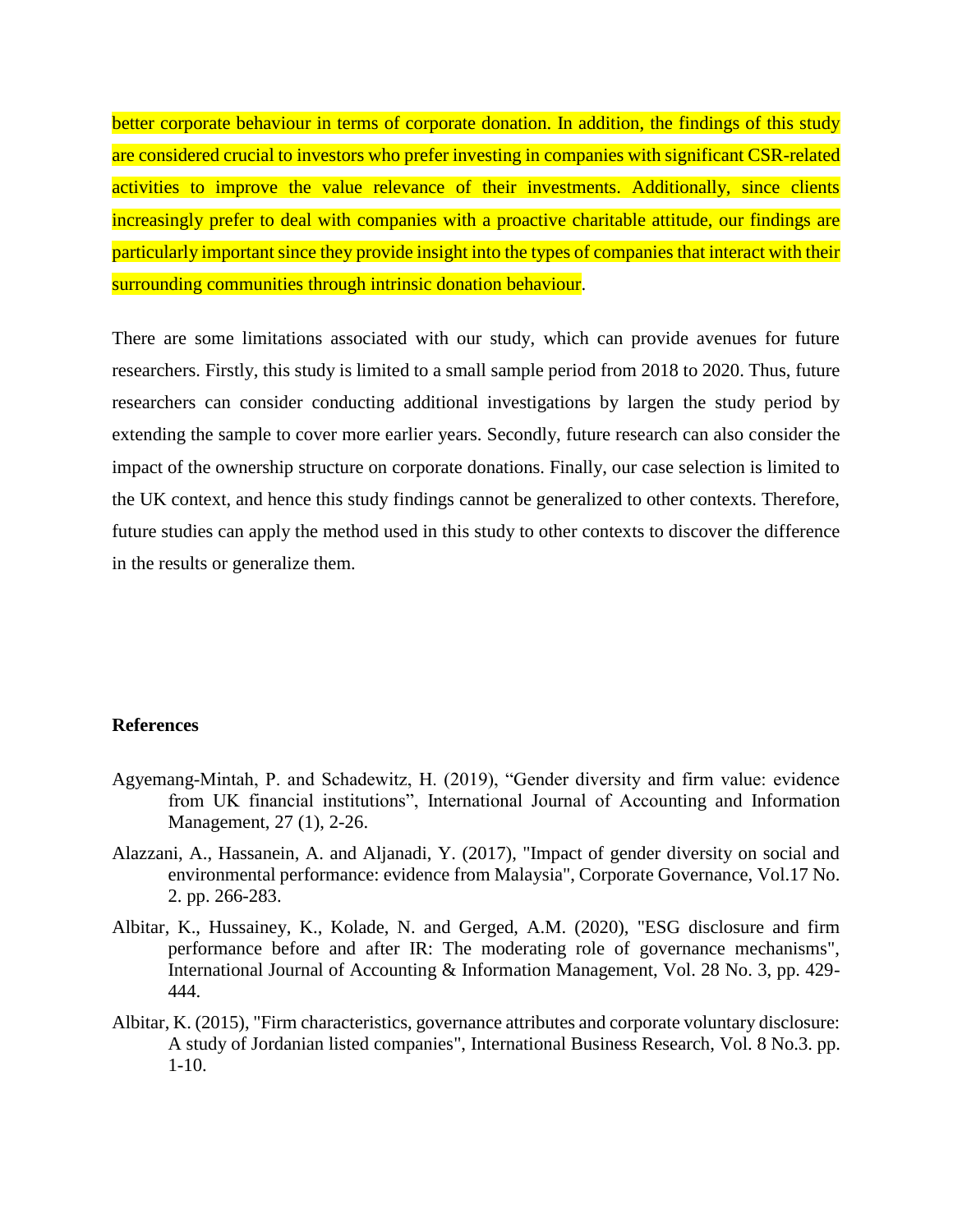better corporate behaviour in terms of corporate donation. In addition, the findings of this study are considered crucial to investors who prefer investing in companies with significant CSR-related activities to improve the value relevance of their investments. Additionally, since clients increasingly prefer to deal with companies with a proactive charitable attitude, our findings are particularly important since they provide insight into the types of companies that interact with their surrounding communities through intrinsic donation behaviour.

There are some limitations associated with our study, which can provide avenues for future researchers. Firstly, this study is limited to a small sample period from 2018 to 2020. Thus, future researchers can consider conducting additional investigations by largen the study period by extending the sample to cover more earlier years. Secondly, future research can also consider the impact of the ownership structure on corporate donations. Finally, our case selection is limited to the UK context, and hence this study findings cannot be generalized to other contexts. Therefore, future studies can apply the method used in this study to other contexts to discover the difference in the results or generalize them.

**References**

Agyemang-Mintah, P. and Schadewitz, H. (2019), "Gender diversity and firm value: evidence from UK financial institutions", International Journal of Accounting and Information Management, 27 (1), 2-26.

Alazzani, A., Hassanein, A. and Aljanadi, Y. (2017), "Impact of gender diversity on social and environmental performance: evidence from Malaysia", Corporate Governance, Vol.17 No. 2. pp. 266-283.

Albitar, K., Hussainey, K., Kolade, N. and Gerged, A.M. (2020), "ESG disclosure and firm performance before and after IR: The moderating role of governance mechanisms", International Journal of Accounting & Information Management, Vol. 28 No. 3, pp. 429-444.

Albitar, K. (2015), "Firm characteristics, governance attributes and corporate voluntary disclosure: A study of Jordanian listed companies", International Business Research, Vol. 8 No.3. pp. 1-10.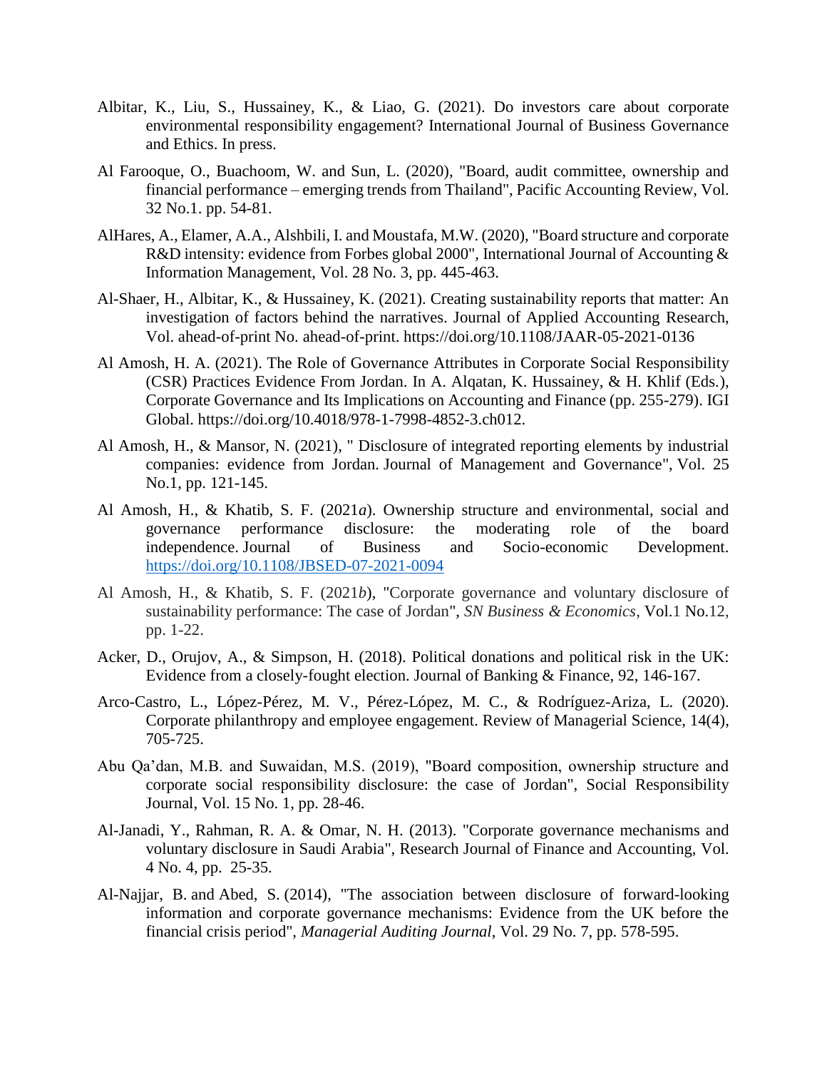Albitar, K., Liu, S., Hussainey, K., & Liao, G. (2021). Do investors care about corporate environmental responsibility engagement? International Journal of Business Governance and Ethics. In press.

Al Farooque, O., Buachoom, W. and Sun, L. (2020), "Board, audit committee, ownership and financial performance – emerging trends from Thailand", Pacific Accounting Review, Vol. 32 No.1. pp. 54-81.

AlHares, A., Elamer, A.A., Alshbili, I. and Moustafa, M.W. (2020), "Board structure and corporate R&D intensity: evidence from Forbes global 2000", International Journal of Accounting & Information Management, Vol. 28 No. 3, pp. 445-463.

Al-Shaer, H., Albitar, K., & Hussainey, K. (2021). Creating sustainability reports that matter: An investigation of factors behind the narratives. Journal of Applied Accounting Research, Vol. ahead-of-print No. ahead-of-print. https://doi.org/10.1108/JAAR-05-2021-0136

Al Amosh, H. A. (2021). The Role of Governance Attributes in Corporate Social Responsibility (CSR) Practices Evidence From Jordan. In A. Alqatan, K. Hussainey, & H. Khlif (Eds.), Corporate Governance and Its Implications on Accounting and Finance (pp. 255-279). IGI Global. https://doi.org/10.4018/978-1-7998-4852-3.ch012.

Al Amosh, H., & Mansor, N. (2021), " Disclosure of integrated reporting elements by industrial companies: evidence from Jordan. Journal of Management and Governance", Vol. 25 No.1, pp. 121-145.

Al Amosh, H., & Khatib, S. F. (2021*a*). Ownership structure and environmental, social and governance performance disclosure: the moderating role of the board independence. Journal of Business and Socio-economic Development. https://doi.org/10.1108/JBSED-07-2021-0094

Al Amosh, H., & Khatib, S. F. (2021*b*), "Corporate governance and voluntary disclosure of sustainability performance: The case of Jordan", *SN Business & Economics*, Vol.1 No.12, pp. 1-22.

Acker, D., Orujov, A., & Simpson, H. (2018). Political donations and political risk in the UK: Evidence from a closely-fought election. Journal of Banking & Finance, 92, 146-167.

Arco-Castro, L., López-Pérez, M. V., Pérez-López, M. C., & Rodríguez-Ariza, L. (2020). Corporate philanthropy and employee engagement. Review of Managerial Science, 14(4), 705-725.

Abu Qa'dan, M.B. and Suwaidan, M.S. (2019), "Board composition, ownership structure and corporate social responsibility disclosure: the case of Jordan", Social Responsibility Journal, Vol. 15 No. 1, pp. 28-46.

Al-Janadi, Y., Rahman, R. A. & Omar, N. H. (2013). "Corporate governance mechanisms and voluntary disclosure in Saudi Arabia", Research Journal of Finance and Accounting, Vol. 4 No. 4, pp. 25-35.

Al-Najjar, B. and Abed, S. (2014), "The association between disclosure of forward-looking information and corporate governance mechanisms: Evidence from the UK before the financial crisis period", *Managerial Auditing Journal*, Vol. 29 No. 7, pp. 578-595.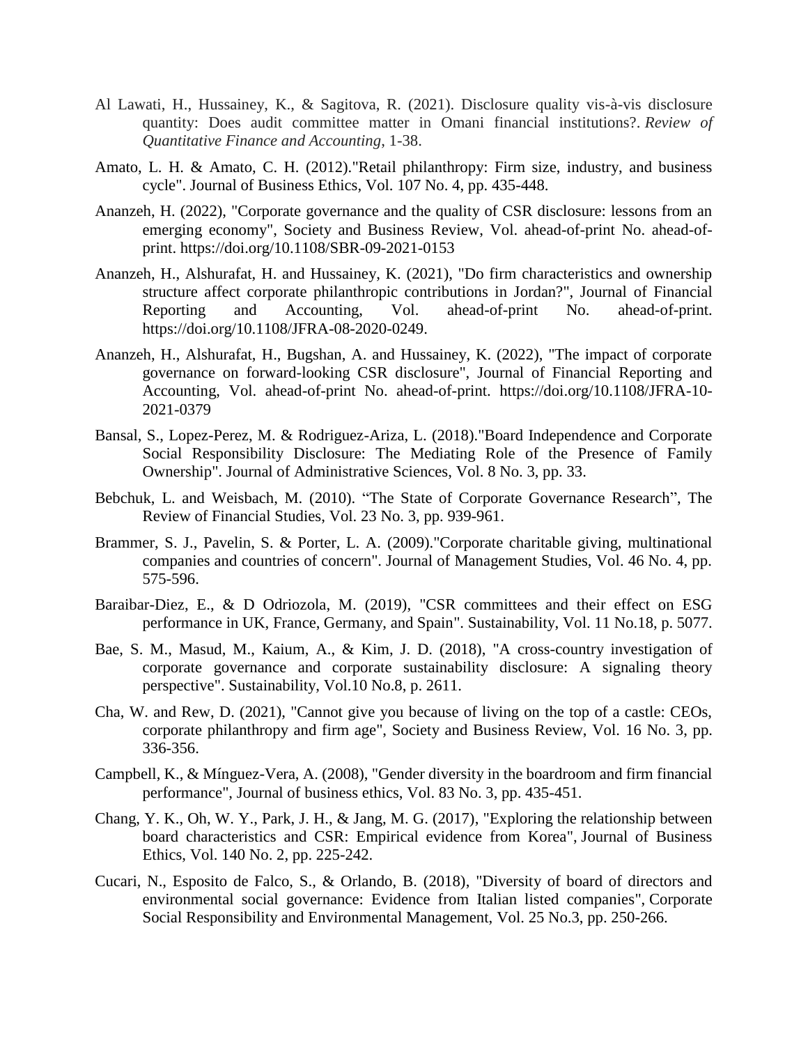Al Lawati, H., Hussainey, K., & Sagitova, R. (2021). Disclosure quality vis-à-vis disclosure quantity: Does audit committee matter in Omani financial institutions?. *Review of Quantitative Finance and Accounting*, 1-38.

Amato, L. H. & Amato, C. H. (2012)."Retail philanthropy: Firm size, industry, and business cycle". Journal of Business Ethics, Vol. 107 No. 4, pp. 435-448.

Ananzeh, H. (2022), "Corporate governance and the quality of CSR disclosure: lessons from an emerging economy", Society and Business Review, Vol. ahead-of-print No. ahead-of-print. https://doi.org/10.1108/SBR-09-2021-0153

Ananzeh, H., Alshurafat, H. and Hussainey, K. (2021), "Do firm characteristics and ownership structure affect corporate philanthropic contributions in Jordan?", Journal of Financial Reporting and Accounting, Vol. ahead-of-print No. ahead-of-print. https://doi.org/10.1108/JFRA-08-2020-0249.

Ananzeh, H., Alshurafat, H., Bugshan, A. and Hussainey, K. (2022), "The impact of corporate governance on forward-looking CSR disclosure", Journal of Financial Reporting and Accounting, Vol. ahead-of-print No. ahead-of-print. https://doi.org/10.1108/JFRA-10-2021-0379

Bansal, S., Lopez-Perez, M. & Rodriguez-Ariza, L. (2018)."Board Independence and Corporate Social Responsibility Disclosure: The Mediating Role of the Presence of Family Ownership". Journal of Administrative Sciences, Vol. 8 No. 3, pp. 33.

Bebchuk, L. and Weisbach, M. (2010). "The State of Corporate Governance Research", The Review of Financial Studies, Vol. 23 No. 3, pp. 939-961.

Brammer, S. J., Pavelin, S. & Porter, L. A. (2009)."Corporate charitable giving, multinational companies and countries of concern". Journal of Management Studies, Vol. 46 No. 4, pp. 575-596.

Baraibar-Diez, E., & D Odriozola, M. (2019), "CSR committees and their effect on ESG performance in UK, France, Germany, and Spain". Sustainability, Vol. 11 No.18, p. 5077.

Bae, S. M., Masud, M., Kaium, A., & Kim, J. D. (2018), "A cross-country investigation of corporate governance and corporate sustainability disclosure: A signaling theory perspective". Sustainability, Vol.10 No.8, p. 2611.

Cha, W. and Rew, D. (2021), "Cannot give you because of living on the top of a castle: CEOs, corporate philanthropy and firm age", Society and Business Review, Vol. 16 No. 3, pp. 336-356.

Campbell, K., & Mínguez-Vera, A. (2008), "Gender diversity in the boardroom and firm financial performance", Journal of business ethics, Vol. 83 No. 3, pp. 435-451.

Chang, Y. K., Oh, W. Y., Park, J. H., & Jang, M. G. (2017), "Exploring the relationship between board characteristics and CSR: Empirical evidence from Korea", Journal of Business Ethics, Vol. 140 No. 2, pp. 225-242.

Cucari, N., Esposito de Falco, S., & Orlando, B. (2018), "Diversity of board of directors and environmental social governance: Evidence from Italian listed companies", Corporate Social Responsibility and Environmental Management, Vol. 25 No.3, pp. 250-266.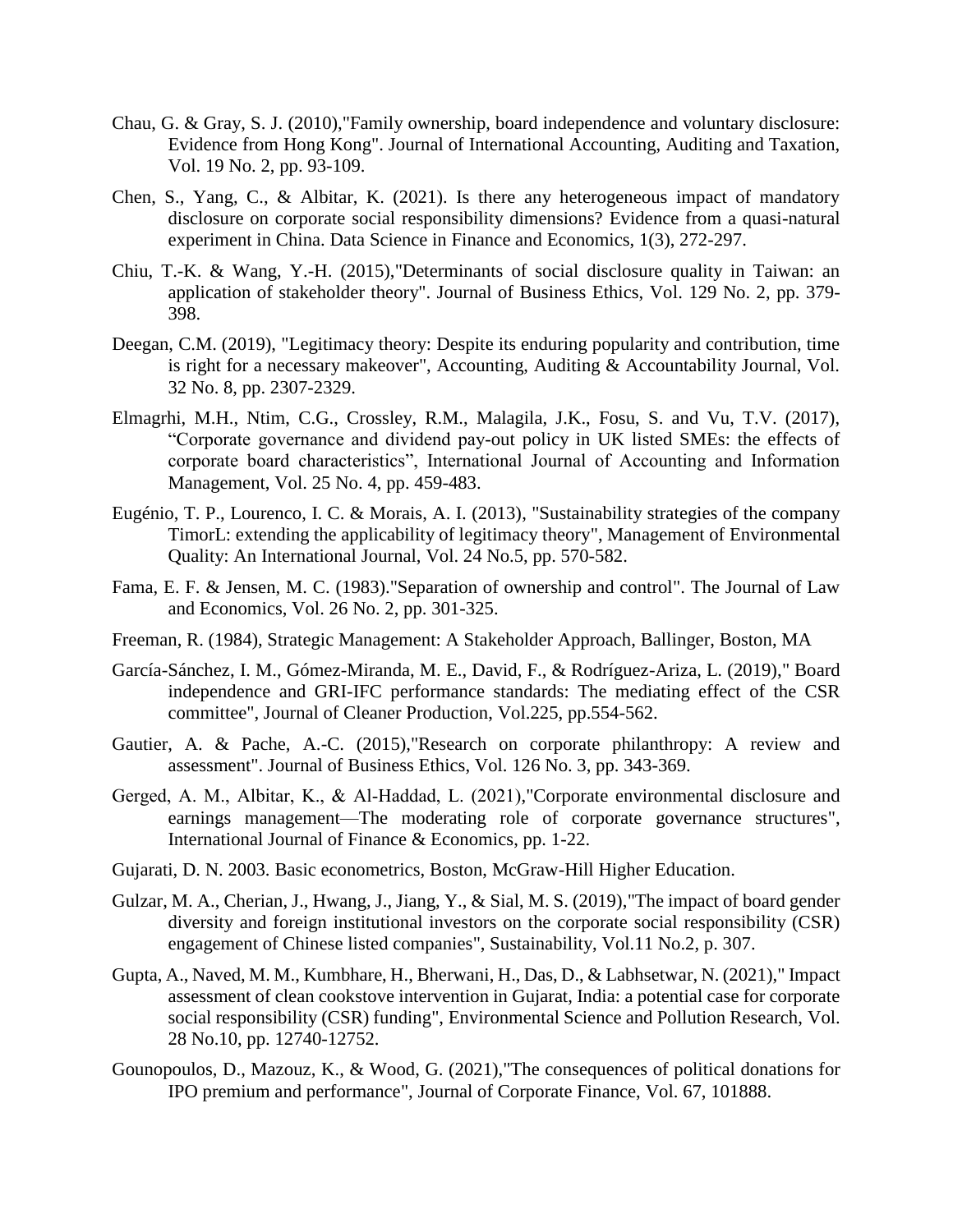Chau, G. & Gray, S. J. (2010),"Family ownership, board independence and voluntary disclosure: Evidence from Hong Kong". Journal of International Accounting, Auditing and Taxation, Vol. 19 No. 2, pp. 93-109.

Chen, S., Yang, C., & Albitar, K. (2021). Is there any heterogeneous impact of mandatory disclosure on corporate social responsibility dimensions? Evidence from a quasi-natural experiment in China. Data Science in Finance and Economics, 1(3), 272-297.

Chiu, T.-K. & Wang, Y.-H. (2015),"Determinants of social disclosure quality in Taiwan: an application of stakeholder theory". Journal of Business Ethics, Vol. 129 No. 2, pp. 379-398.

Deegan, C.M. (2019), "Legitimacy theory: Despite its enduring popularity and contribution, time is right for a necessary makeover", Accounting, Auditing & Accountability Journal, Vol. 32 No. 8, pp. 2307-2329.

Elmagrhi, M.H., Ntim, C.G., Crossley, R.M., Malagila, J.K., Fosu, S. and Vu, T.V. (2017), "Corporate governance and dividend pay-out policy in UK listed SMEs: the effects of corporate board characteristics", International Journal of Accounting and Information Management, Vol. 25 No. 4, pp. 459-483.

Eugénio, T. P., Lourenco, I. C. & Morais, A. I. (2013), "Sustainability strategies of the company TimorL: extending the applicability of legitimacy theory", Management of Environmental Quality: An International Journal, Vol. 24 No.5, pp. 570-582.

Fama, E. F. & Jensen, M. C. (1983)."Separation of ownership and control". The Journal of Law and Economics, Vol. 26 No. 2, pp. 301-325.

Freeman, R. (1984), Strategic Management: A Stakeholder Approach, Ballinger, Boston, MA

García-Sánchez, I. M., Gómez-Miranda, M. E., David, F., & Rodríguez-Ariza, L. (2019)," Board independence and GRI-IFC performance standards: The mediating effect of the CSR committee", Journal of Cleaner Production, Vol.225, pp.554-562.

Gautier, A. & Pache, A.-C. (2015),"Research on corporate philanthropy: A review and assessment". Journal of Business Ethics, Vol. 126 No. 3, pp. 343-369.

Gerged, A. M., Albitar, K., & Al-Haddad, L. (2021),"Corporate environmental disclosure and earnings management—The moderating role of corporate governance structures", International Journal of Finance & Economics, pp. 1-22.

Gujarati, D. N. 2003. Basic econometrics, Boston, McGraw-Hill Higher Education.

Gulzar, M. A., Cherian, J., Hwang, J., Jiang, Y., & Sial, M. S. (2019),"The impact of board gender diversity and foreign institutional investors on the corporate social responsibility (CSR) engagement of Chinese listed companies", Sustainability, Vol.11 No.2, p. 307.

Gupta, A., Naved, M. M., Kumbhare, H., Bherwani, H., Das, D., & Labhsetwar, N. (2021)," Impact assessment of clean cookstove intervention in Gujarat, India: a potential case for corporate social responsibility (CSR) funding", Environmental Science and Pollution Research, Vol. 28 No.10, pp. 12740-12752.

Gounopoulos, D., Mazouz, K., & Wood, G. (2021),"The consequences of political donations for IPO premium and performance", Journal of Corporate Finance, Vol. 67, 101888.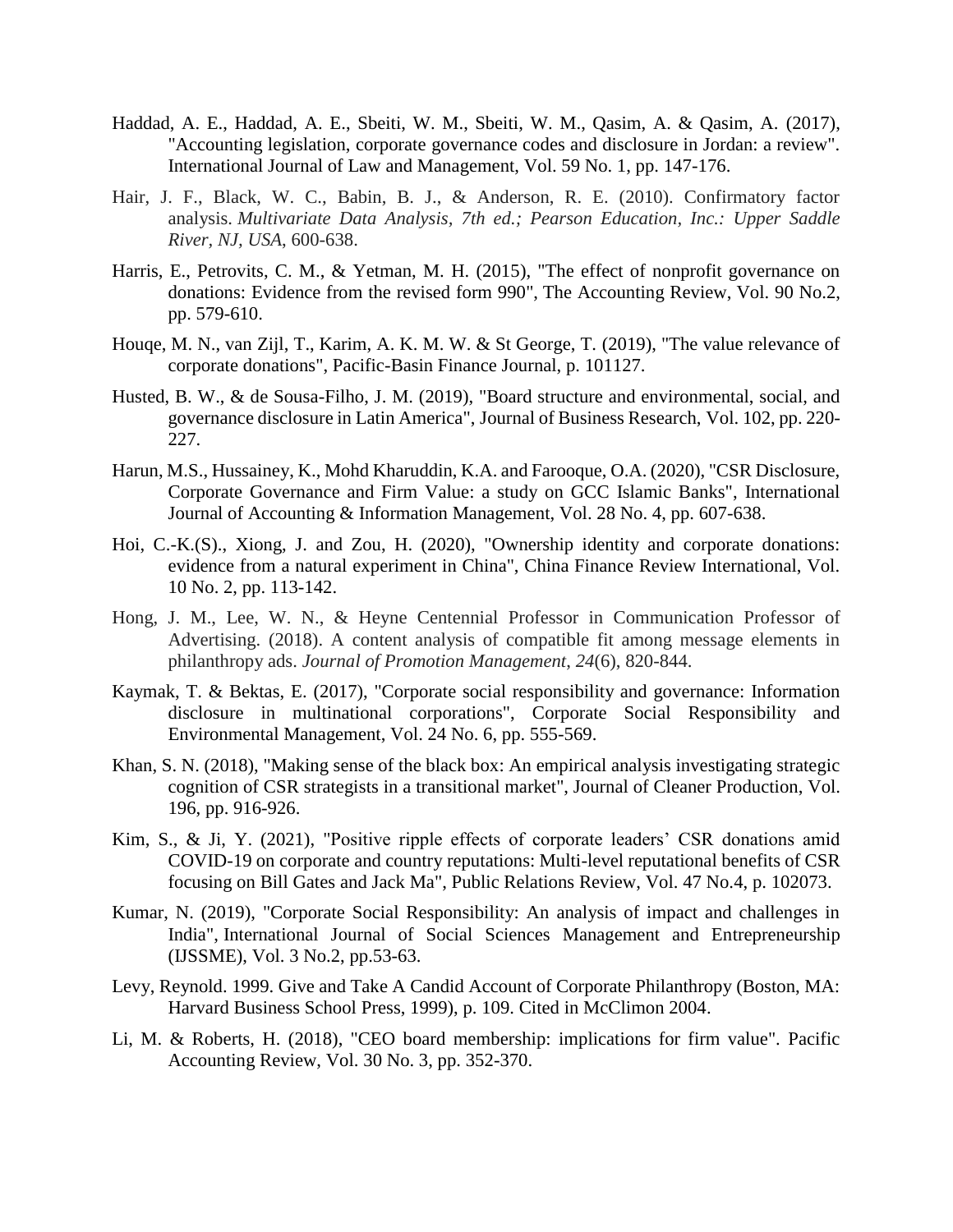Haddad, A. E., Haddad, A. E., Sbeiti, W. M., Sbeiti, W. M., Qasim, A. & Qasim, A. (2017), "Accounting legislation, corporate governance codes and disclosure in Jordan: a review". International Journal of Law and Management, Vol. 59 No. 1, pp. 147-176.

Hair, J. F., Black, W. C., Babin, B. J., & Anderson, R. E. (2010). Confirmatory factor analysis. *Multivariate Data Analysis, 7th ed.; Pearson Education, Inc.: Upper Saddle River, NJ, USA*, 600-638.

Harris, E., Petrovits, C. M., & Yetman, M. H. (2015), "The effect of nonprofit governance on donations: Evidence from the revised form 990", The Accounting Review, Vol. 90 No.2, pp. 579-610.

Houqe, M. N., van Zijl, T., Karim, A. K. M. W. & St George, T. (2019), "The value relevance of corporate donations", Pacific-Basin Finance Journal, p. 101127.

Husted, B. W., & de Sousa-Filho, J. M. (2019), "Board structure and environmental, social, and governance disclosure in Latin America", Journal of Business Research, Vol. 102, pp. 220-227.

Harun, M.S., Hussainey, K., Mohd Kharuddin, K.A. and Farooque, O.A. (2020), "CSR Disclosure, Corporate Governance and Firm Value: a study on GCC Islamic Banks", International Journal of Accounting & Information Management, Vol. 28 No. 4, pp. 607-638.

Hoi, C.-K.(S)., Xiong, J. and Zou, H. (2020), "Ownership identity and corporate donations: evidence from a natural experiment in China", China Finance Review International, Vol. 10 No. 2, pp. 113-142.

Hong, J. M., Lee, W. N., & Heyne Centennial Professor in Communication Professor of Advertising. (2018). A content analysis of compatible fit among message elements in philanthropy ads. *Journal of Promotion Management*, *24*(6), 820-844.

Kaymak, T. & Bektas, E. (2017), "Corporate social responsibility and governance: Information disclosure in multinational corporations", Corporate Social Responsibility and Environmental Management, Vol. 24 No. 6, pp. 555-569.

Khan, S. N. (2018), "Making sense of the black box: An empirical analysis investigating strategic cognition of CSR strategists in a transitional market", Journal of Cleaner Production, Vol. 196, pp. 916-926.

Kim, S., & Ji, Y. (2021), "Positive ripple effects of corporate leaders' CSR donations amid COVID-19 on corporate and country reputations: Multi-level reputational benefits of CSR focusing on Bill Gates and Jack Ma", Public Relations Review, Vol. 47 No.4, p. 102073.

Kumar, N. (2019), "Corporate Social Responsibility: An analysis of impact and challenges in India", International Journal of Social Sciences Management and Entrepreneurship (IJSSME), Vol. 3 No.2, pp.53-63.

Levy, Reynold. 1999. Give and Take A Candid Account of Corporate Philanthropy (Boston, MA: Harvard Business School Press, 1999), p. 109. Cited in McClimon 2004.

Li, M. & Roberts, H. (2018), "CEO board membership: implications for firm value". Pacific Accounting Review, Vol. 30 No. 3, pp. 352-370.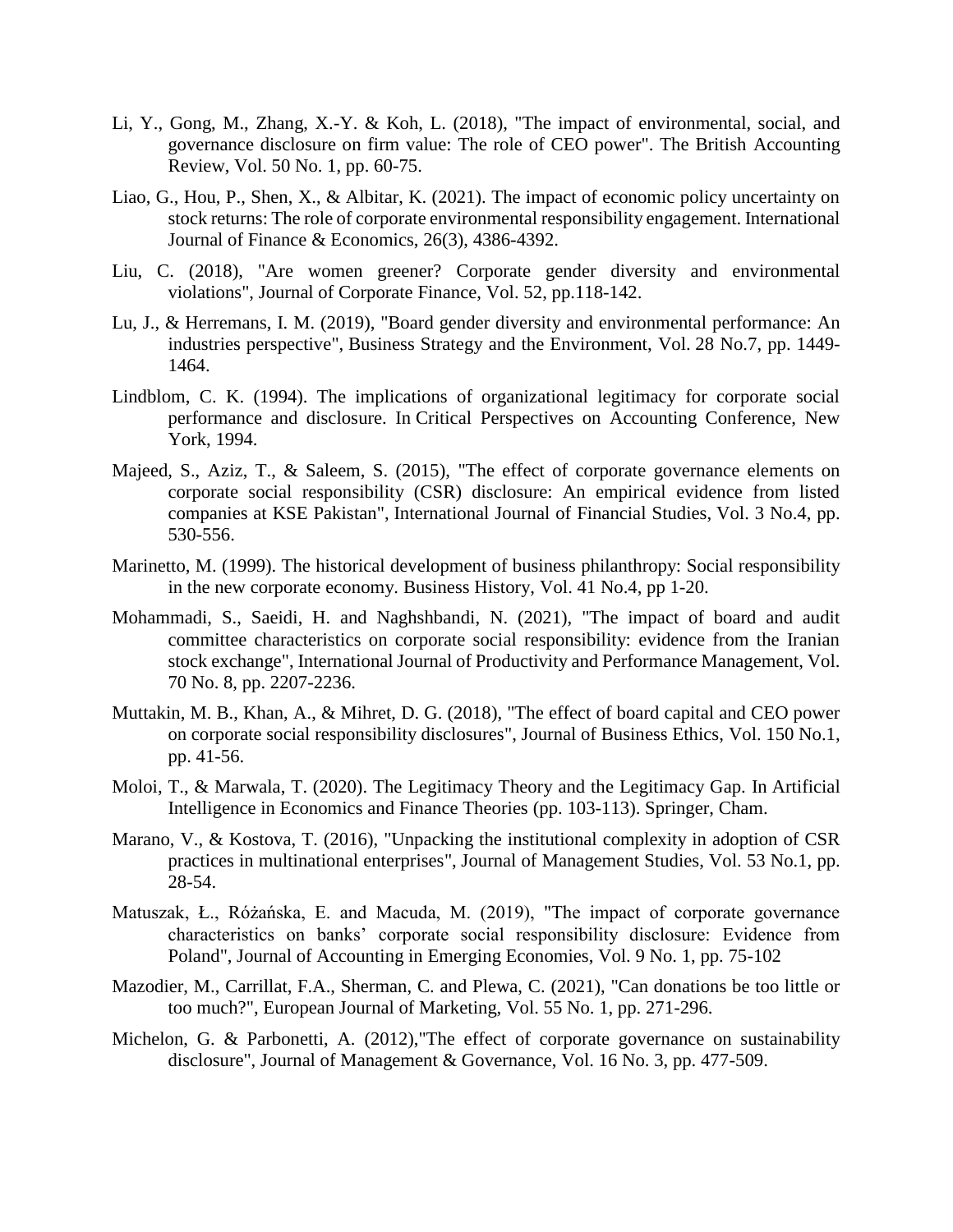Li, Y., Gong, M., Zhang, X.-Y. & Koh, L. (2018), "The impact of environmental, social, and governance disclosure on firm value: The role of CEO power". The British Accounting Review, Vol. 50 No. 1, pp. 60-75.

Liao, G., Hou, P., Shen, X., & Albitar, K. (2021). The impact of economic policy uncertainty on stock returns: The role of corporate environmental responsibility engagement. International Journal of Finance & Economics, 26(3), 4386-4392.

Liu, C. (2018), "Are women greener? Corporate gender diversity and environmental violations", Journal of Corporate Finance, Vol. 52, pp.118-142.

Lu, J., & Herremans, I. M. (2019), "Board gender diversity and environmental performance: An industries perspective", Business Strategy and the Environment, Vol. 28 No.7, pp. 1449-1464.

Lindblom, C. K. (1994). The implications of organizational legitimacy for corporate social performance and disclosure. In Critical Perspectives on Accounting Conference, New York, 1994.

Majeed, S., Aziz, T., & Saleem, S. (2015), "The effect of corporate governance elements on corporate social responsibility (CSR) disclosure: An empirical evidence from listed companies at KSE Pakistan", International Journal of Financial Studies, Vol. 3 No.4, pp. 530-556.

Marinetto, M. (1999). The historical development of business philanthropy: Social responsibility in the new corporate economy. Business History, Vol. 41 No.4, pp 1-20.

Mohammadi, S., Saeidi, H. and Naghshbandi, N. (2021), "The impact of board and audit committee characteristics on corporate social responsibility: evidence from the Iranian stock exchange", International Journal of Productivity and Performance Management, Vol. 70 No. 8, pp. 2207-2236.

Muttakin, M. B., Khan, A., & Mihret, D. G. (2018), "The effect of board capital and CEO power on corporate social responsibility disclosures", Journal of Business Ethics, Vol. 150 No.1, pp. 41-56.

Moloi, T., & Marwala, T. (2020). The Legitimacy Theory and the Legitimacy Gap. In Artificial Intelligence in Economics and Finance Theories (pp. 103-113). Springer, Cham.

Marano, V., & Kostova, T. (2016), "Unpacking the institutional complexity in adoption of CSR practices in multinational enterprises", Journal of Management Studies, Vol. 53 No.1, pp. 28-54.

Matuszak, Ł., Różańska, E. and Macuda, M. (2019), "The impact of corporate governance characteristics on banks' corporate social responsibility disclosure: Evidence from Poland", Journal of Accounting in Emerging Economies, Vol. 9 No. 1, pp. 75-102

Mazodier, M., Carrillat, F.A., Sherman, C. and Plewa, C. (2021), "Can donations be too little or too much?", European Journal of Marketing, Vol. 55 No. 1, pp. 271-296.

Michelon, G. & Parbonetti, A. (2012),"The effect of corporate governance on sustainability disclosure", Journal of Management & Governance, Vol. 16 No. 3, pp. 477-509.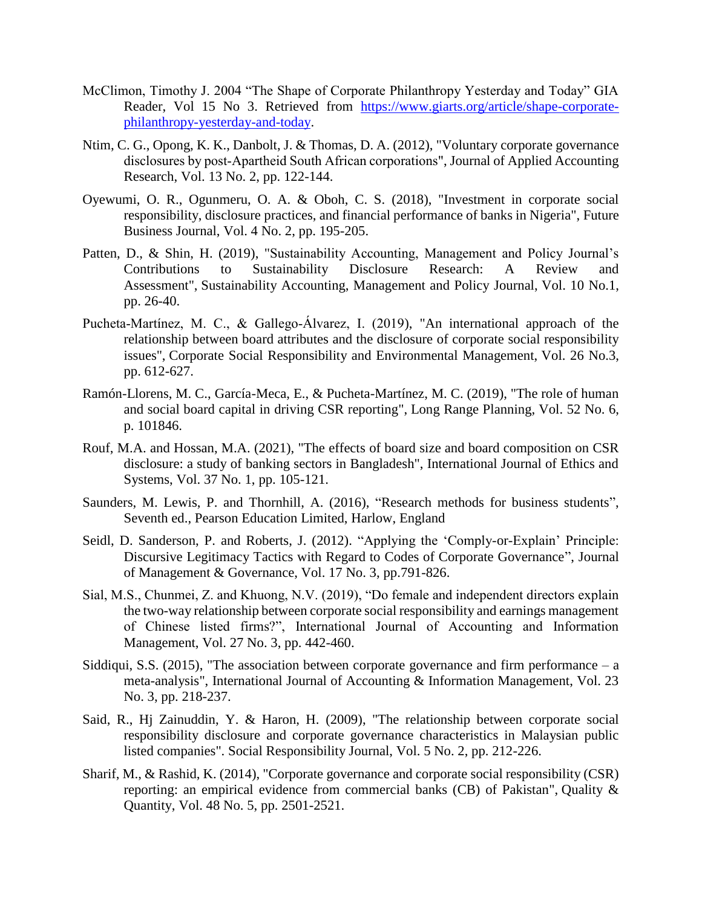McClimon, Timothy J. 2004 "The Shape of Corporate Philanthropy Yesterday and Today" GIA Reader, Vol 15 No 3. Retrieved from [https://www.giarts.org/article/shape-corporate-philanthropy-yesterday-and-today](https://www.giarts.org/article/shape-corporate-philanthropy-yesterday-and-today).

Ntim, C. G., Opong, K. K., Danbolt, J. & Thomas, D. A. (2012), "Voluntary corporate governance disclosures by post-Apartheid South African corporations", Journal of Applied Accounting Research, Vol. 13 No. 2, pp. 122-144.

Oyewumi, O. R., Ogunmeru, O. A. & Oboh, C. S. (2018), "Investment in corporate social responsibility, disclosure practices, and financial performance of banks in Nigeria", Future Business Journal, Vol. 4 No. 2, pp. 195-205.

Patten, D., & Shin, H. (2019), "Sustainability Accounting, Management and Policy Journal's Contributions to Sustainability Disclosure Research: A Review and Assessment", Sustainability Accounting, Management and Policy Journal, Vol. 10 No.1, pp. 26-40.

Pucheta-Martínez, M. C., & Gallego-Álvarez, I. (2019), "An international approach of the relationship between board attributes and the disclosure of corporate social responsibility issues", Corporate Social Responsibility and Environmental Management, Vol. 26 No.3, pp. 612-627.

Ramón-Llorens, M. C., García-Meca, E., & Pucheta-Martínez, M. C. (2019), "The role of human and social board capital in driving CSR reporting", Long Range Planning, Vol. 52 No. 6, p. 101846.

Rouf, M.A. and Hossan, M.A. (2021), "The effects of board size and board composition on CSR disclosure: a study of banking sectors in Bangladesh", International Journal of Ethics and Systems, Vol. 37 No. 1, pp. 105-121.

Saunders, M. Lewis, P. and Thornhill, A. (2016), "Research methods for business students", Seventh ed., Pearson Education Limited, Harlow, England

Seidl, D. Sanderson, P. and Roberts, J. (2012). "Applying the 'Comply-or-Explain' Principle: Discursive Legitimacy Tactics with Regard to Codes of Corporate Governance", Journal of Management & Governance, Vol. 17 No. 3, pp.791-826.

Sial, M.S., Chunmei, Z. and Khuong, N.V. (2019), "Do female and independent directors explain the two-way relationship between corporate social responsibility and earnings management of Chinese listed firms?", International Journal of Accounting and Information Management, Vol. 27 No. 3, pp. 442-460.

Siddiqui, S.S. (2015), "The association between corporate governance and firm performance – a meta-analysis", International Journal of Accounting & Information Management, Vol. 23 No. 3, pp. 218-237.

Said, R., Hj Zainuddin, Y. & Haron, H. (2009), "The relationship between corporate social responsibility disclosure and corporate governance characteristics in Malaysian public listed companies". Social Responsibility Journal, Vol. 5 No. 2, pp. 212-226.

Sharif, M., & Rashid, K. (2014), "Corporate governance and corporate social responsibility (CSR) reporting: an empirical evidence from commercial banks (CB) of Pakistan", Quality & Quantity, Vol. 48 No. 5, pp. 2501-2521.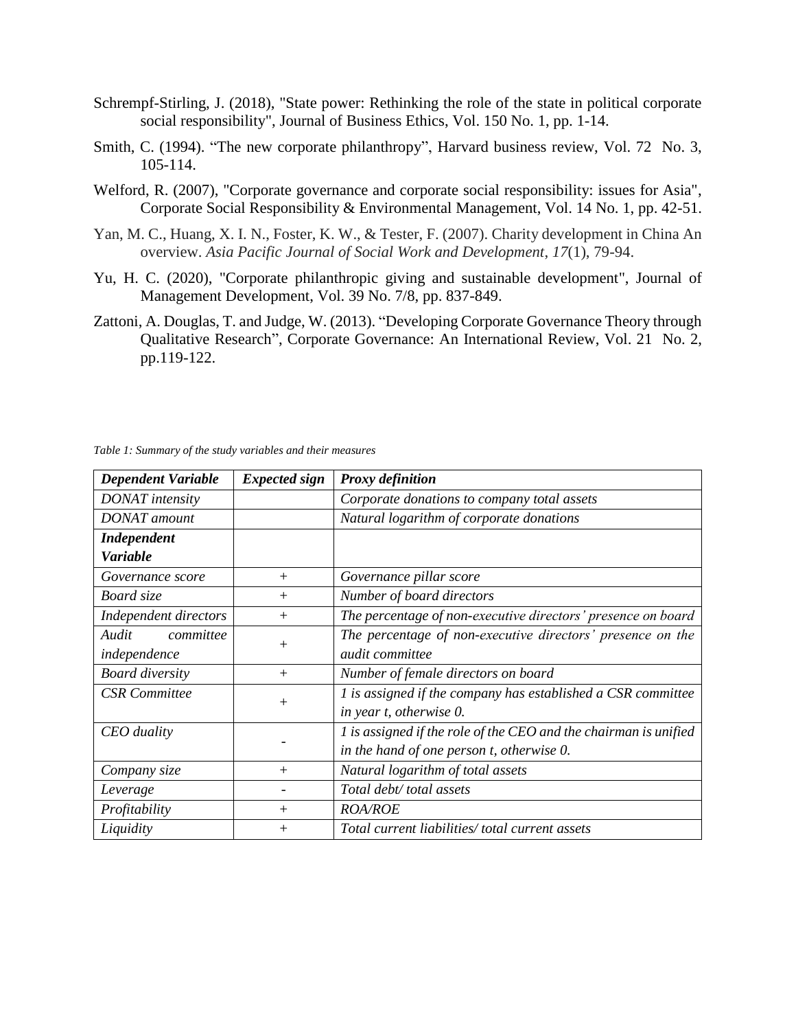Schrempf-Stirling, J. (2018), "State power: Rethinking the role of the state in political corporate social responsibility", Journal of Business Ethics, Vol. 150 No. 1, pp. 1-14.

Smith, C. (1994). "The new corporate philanthropy", Harvard business review, Vol. 72 No. 3, 105-114.

Welford, R. (2007), "Corporate governance and corporate social responsibility: issues for Asia", Corporate Social Responsibility & Environmental Management, Vol. 14 No. 1, pp. 42-51.

Yan, M. C., Huang, X. I. N., Foster, K. W., & Tester, F. (2007). Charity development in China An overview. *Asia Pacific Journal of Social Work and Development*, *17*(1), 79-94.

Yu, H. C. (2020), "Corporate philanthropic giving and sustainable development", Journal of Management Development, Vol. 39 No. 7/8, pp. 837-849.

Zattoni, A. Douglas, T. and Judge, W. (2013). "Developing Corporate Governance Theory through Qualitative Research", Corporate Governance: An International Review, Vol. 21 No. 2, pp.119-122.

*Table 1: Summary of the study variables and their measures*

| ***Dependent Variable*** | ***Expected sign*** | ***Proxy definition*** |
|---|---|---|
| *DONAT intensity* | | *Corporate donations to company total assets* |
| *DONAT amount* | | *Natural logarithm of corporate donations* |
| ***Independent Variable*** | | |
| *Governance score* | + | *Governance pillar score* |
| *Board size* | + | *Number of board directors* |
| *Independent directors* | + | *The percentage of non-executive directors' presence on board* |
| *Audit committee independence* | + | *The percentage of non-executive directors' presence on the audit committee* |
| *Board diversity* | + | *Number of female directors on board* |
| *CSR Committee* | + | *1 is assigned if the company has established a CSR committee in year t, otherwise 0.* |
| *CEO duality* | - | *1 is assigned if the role of the CEO and the chairman is unified in the hand of one person t, otherwise 0.* |
| *Company size* | + | *Natural logarithm of total assets* |
| *Leverage* | - | *Total debt/ total assets* |
| *Profitability* | + | *ROA/ROE* |
| *Liquidity* | + | *Total current liabilities/ total current assets* |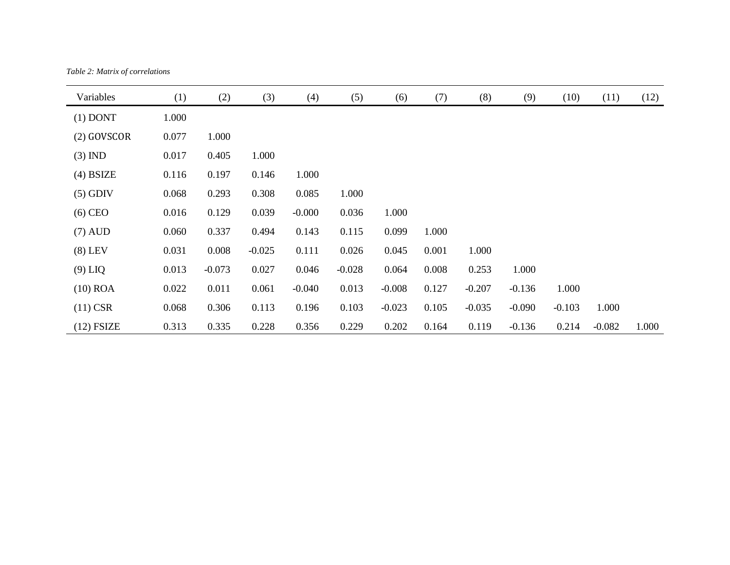*Table 2: Matrix of correlations*

| Variables | (1) | (2) | (3) | (4) | (5) | (6) | (7) | (8) | (9) | (10) | (11) | (12) |
|---|---|---|---|---|---|---|---|---|---|---|---|---|
| (1) DONT | 1.000 | | | | | | | | | | | |
| (2) GOVSCOR | 0.077 | 1.000 | | | | | | | | | | |
| (3) IND | 0.017 | 0.405 | 1.000 | | | | | | | | | |
| (4) BSIZE | 0.116 | 0.197 | 0.146 | 1.000 | | | | | | | | |
| (5) GDIV | 0.068 | 0.293 | 0.308 | 0.085 | 1.000 | | | | | | | |
| (6) CEO | 0.016 | 0.129 | 0.039 | -0.000 | 0.036 | 1.000 | | | | | | |
| (7) AUD | 0.060 | 0.337 | 0.494 | 0.143 | 0.115 | 0.099 | 1.000 | | | | | |
| (8) LEV | 0.031 | 0.008 | -0.025 | 0.111 | 0.026 | 0.045 | 0.001 | 1.000 | | | | |
| (9) LIQ | 0.013 | -0.073 | 0.027 | 0.046 | -0.028 | 0.064 | 0.008 | 0.253 | 1.000 | | | |
| (10) ROA | 0.022 | 0.011 | 0.061 | -0.040 | 0.013 | -0.008 | 0.127 | -0.207 | -0.136 | 1.000 | | |
| (11) CSR | 0.068 | 0.306 | 0.113 | 0.196 | 0.103 | -0.023 | 0.105 | -0.035 | -0.090 | -0.103 | 1.000 | |
| (12) FSIZE | 0.313 | 0.335 | 0.228 | 0.356 | 0.229 | 0.202 | 0.164 | 0.119 | -0.136 | 0.214 | -0.082 | 1.000 |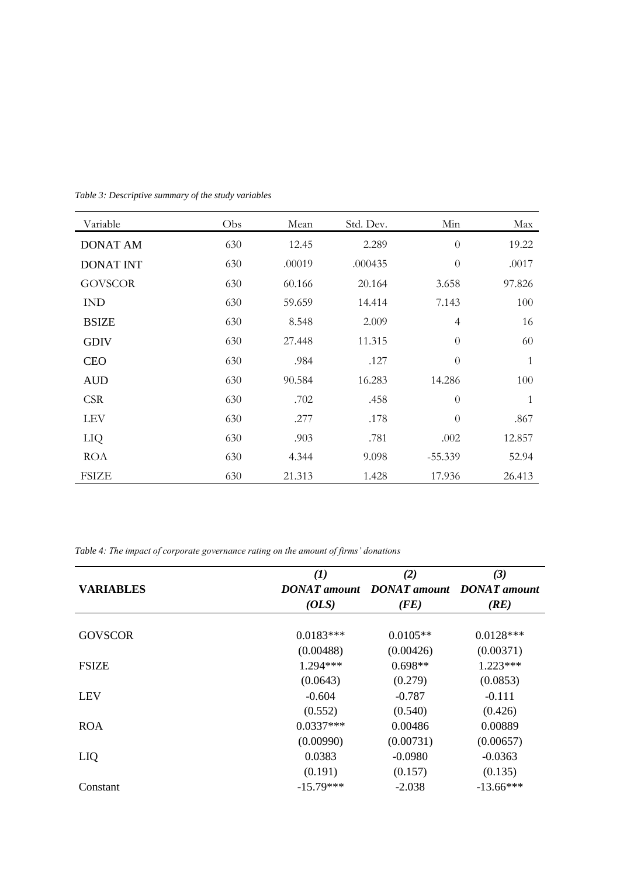*Table 3: Descriptive summary of the study variables*

| Variable | Obs | Mean | Std. Dev. | Min | Max |
|---|---|---|---|---|---|
| DONAT AM | 630 | 12.45 | 2.289 | 0 | 19.22 |
| DONAT INT | 630 | .00019 | .000435 | 0 | .0017 |
| GOVSCOR | 630 | 60.166 | 20.164 | 3.658 | 97.826 |
| IND | 630 | 59.659 | 14.414 | 7.143 | 100 |
| BSIZE | 630 | 8.548 | 2.009 | 4 | 16 |
| GDIV | 630 | 27.448 | 11.315 | 0 | 60 |
| CEO | 630 | .984 | .127 | 0 | 1 |
| AUD | 630 | 90.584 | 16.283 | 14.286 | 100 |
| CSR | 630 | .702 | .458 | 0 | 1 |
| LEV | 630 | .277 | .178 | 0 | .867 |
| LIQ | 630 | .903 | .781 | .002 | 12.857 |
| ROA | 630 | 4.344 | 9.098 | -55.339 | 52.94 |
| FSIZE | 630 | 21.313 | 1.428 | 17.936 | 26.413 |

*Table 4: The impact of corporate governance rating on the amount of firms' donations*

| | *(1)* | *(2)* | *(3)* |
|---|---|---|---|
| **VARIABLES** | ***DONAT amount (OLS)*** | ***DONAT amount (FE)*** | ***DONAT amount (RE)*** |
| GOVSCOR | 0.0183*** | 0.0105** | 0.0128*** |
| | (0.00488) | (0.00426) | (0.00371) |
| FSIZE | 1.294*** | 0.698** | 1.223*** |
| | (0.0643) | (0.279) | (0.0853) |
| LEV | -0.604 | -0.787 | -0.111 |
| | (0.552) | (0.540) | (0.426) |
| ROA | 0.0337*** | 0.00486 | 0.00889 |
| | (0.00990) | (0.00731) | (0.00657) |
| LIQ | 0.0383 | -0.0980 | -0.0363 |
| | (0.191) | (0.157) | (0.135) |
| Constant | -15.79*** | -2.038 | -13.66*** |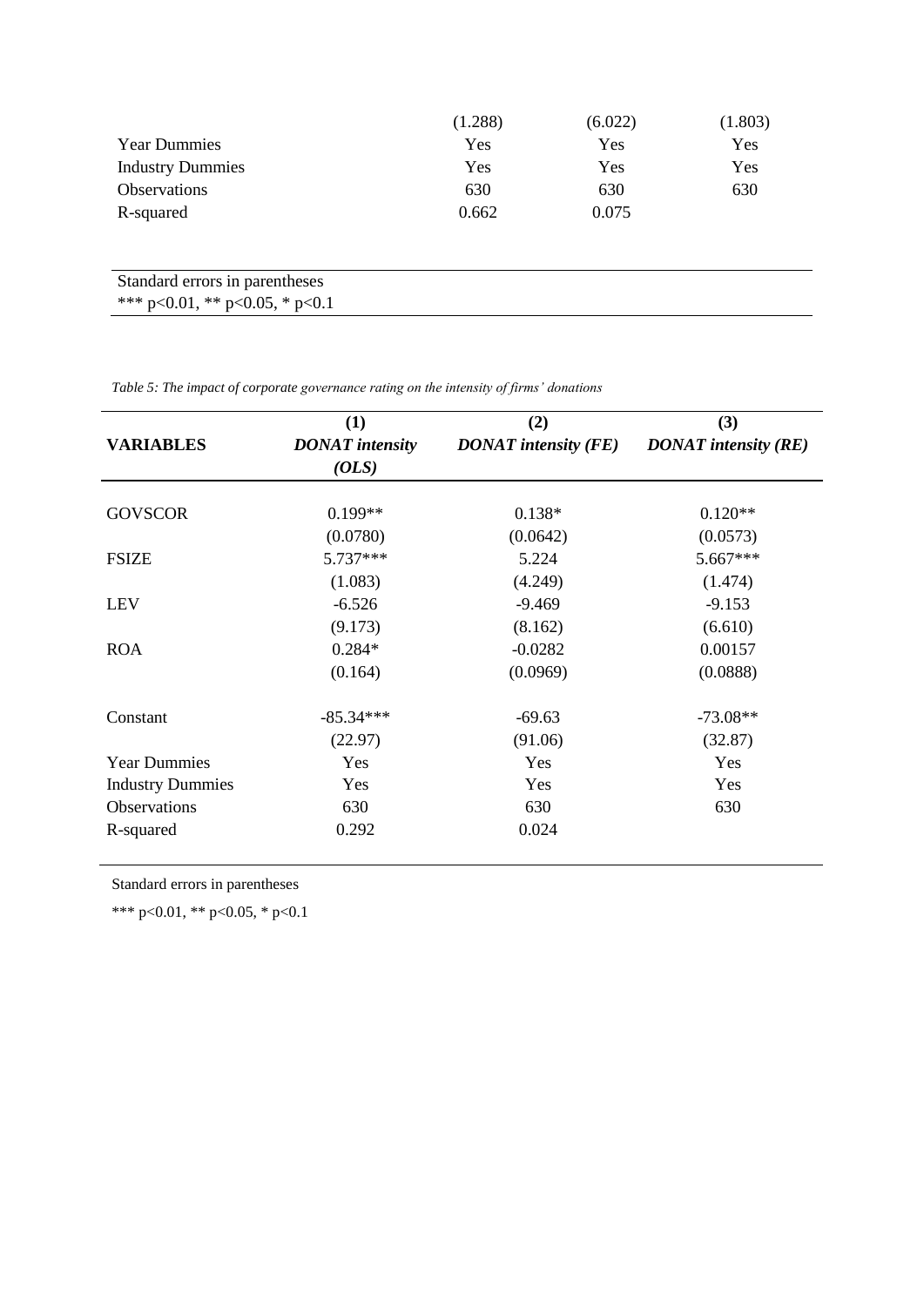| | | | |
|---|---|---|---|
| | (1.288) | (6.022) | (1.803) |
| Year Dummies | Yes | Yes | Yes |
| Industry Dummies | Yes | Yes | Yes |
| Observations | 630 | 630 | 630 |
| R-squared | 0.662 | 0.075 | |

Standard errors in parentheses
*** p<0.01, ** p<0.05, * p<0.1

*Table 5: The impact of corporate governance rating on the intensity of firms' donations*

| VARIABLES | (1) ***DONAT intensity (OLS)*** | (2) ***DONAT intensity (FE)*** | (3) ***DONAT intensity (RE)*** |
|---|---|---|---|
| GOVSCOR | 0.199** | 0.138* | 0.120** |
| | (0.0780) | (0.0642) | (0.0573) |
| FSIZE | 5.737*** | 5.224 | 5.667*** |
| | (1.083) | (4.249) | (1.474) |
| LEV | -6.526 | -9.469 | -9.153 |
| | (9.173) | (8.162) | (6.610) |
| ROA | 0.284* | -0.0282 | 0.00157 |
| | (0.164) | (0.0969) | (0.0888) |
| Constant | -85.34*** | -69.63 | -73.08** |
| | (22.97) | (91.06) | (32.87) |
| Year Dummies | Yes | Yes | Yes |
| Industry Dummies | Yes | Yes | Yes |
| Observations | 630 | 630 | 630 |
| R-squared | 0.292 | 0.024 | |

Standard errors in parentheses

*** p<0.01, ** p<0.05, * p<0.1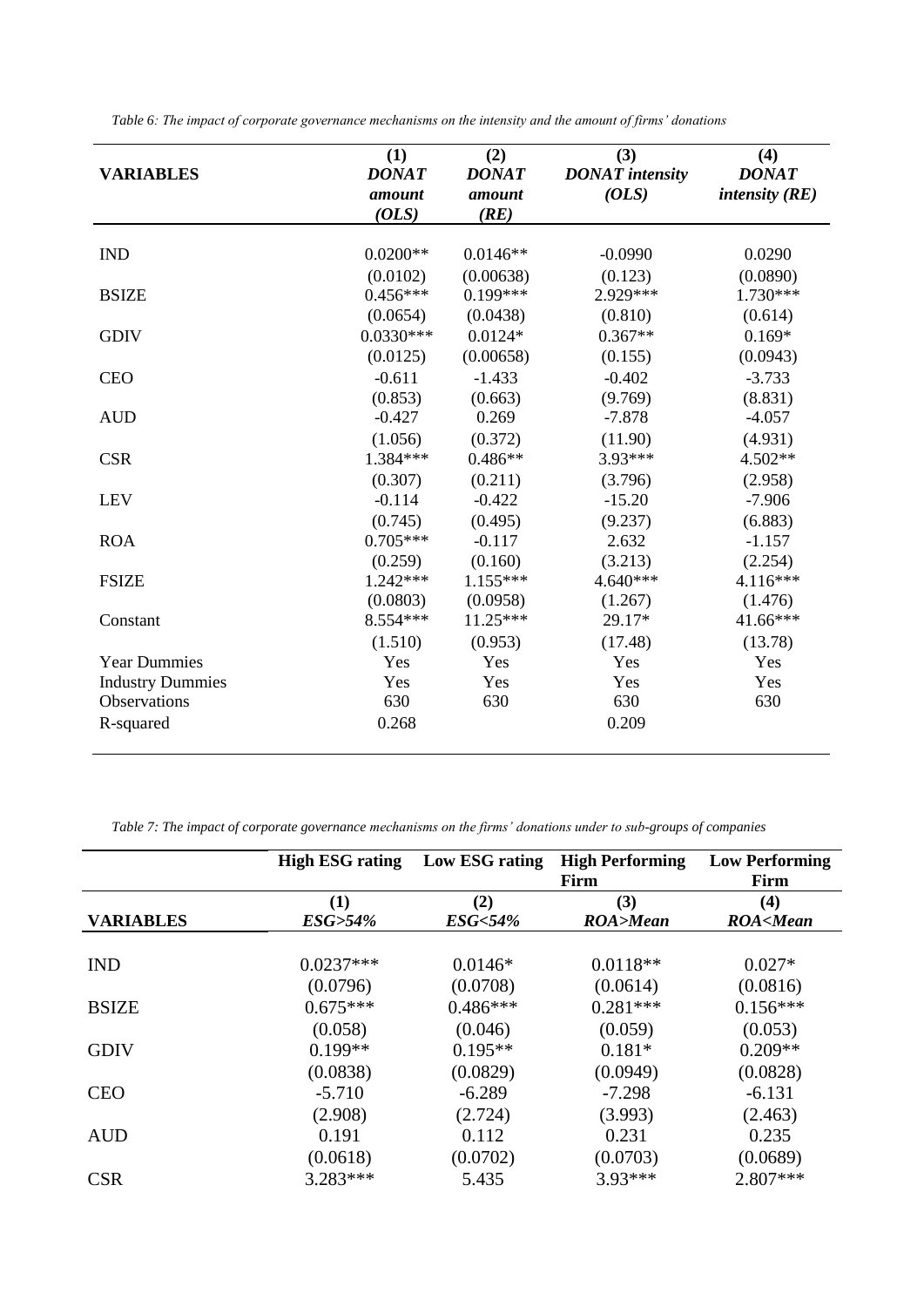*Table 6: The impact of corporate governance mechanisms on the intensity and the amount of firms' donations*

| VARIABLES | (1) *DONAT amount (OLS)* | (2) *DONAT amount (RE)* | (3) *DONAT intensity (OLS)* | (4) *DONAT intensity (RE)* |
|---|---|---|---|---|
| IND | 0.0200** | 0.0146** | -0.0990 | 0.0290 |
| | (0.0102) | (0.00638) | (0.123) | (0.0890) |
| BSIZE | 0.456*** | 0.199*** | 2.929*** | 1.730*** |
| | (0.0654) | (0.0438) | (0.810) | (0.614) |
| GDIV | 0.0330*** | 0.0124* | 0.367** | 0.169* |
| | (0.0125) | (0.00658) | (0.155) | (0.0943) |
| CEO | -0.611 | -1.433 | -0.402 | -3.733 |
| | (0.853) | (0.663) | (9.769) | (8.831) |
| AUD | -0.427 | 0.269 | -7.878 | -4.057 |
| | (1.056) | (0.372) | (11.90) | (4.931) |
| CSR | 1.384*** | 0.486** | 3.93*** | 4.502** |
| | (0.307) | (0.211) | (3.796) | (2.958) |
| LEV | -0.114 | -0.422 | -15.20 | -7.906 |
| | (0.745) | (0.495) | (9.237) | (6.883) |
| ROA | 0.705*** | -0.117 | 2.632 | -1.157 |
| | (0.259) | (0.160) | (3.213) | (2.254) |
| FSIZE | 1.242*** | 1.155*** | 4.640*** | 4.116*** |
| | (0.0803) | (0.0958) | (1.267) | (1.476) |
| Constant | 8.554*** | 11.25*** | 29.17* | 41.66*** |
| | (1.510) | (0.953) | (17.48) | (13.78) |
| Year Dummies | Yes | Yes | Yes | Yes |
| Industry Dummies | Yes | Yes | Yes | Yes |
| Observations | 630 | 630 | 630 | 630 |
| R-squared | 0.268 | | 0.209 | |

*Table 7: The impact of corporate governance mechanisms on the firms' donations under to sub-groups of companies*

| | High ESG rating | Low ESG rating | High Performing Firm | Low Performing Firm |
|---|---|---|---|---|
| VARIABLES | (1) *ESG>54%* | (2) *ESG<54%* | (3) *ROA>Mean* | (4) *ROA<Mean* |
| IND | 0.0237*** | 0.0146* | 0.0118** | 0.027* |
| | (0.0796) | (0.0708) | (0.0614) | (0.0816) |
| BSIZE | 0.675*** | 0.486*** | 0.281*** | 0.156*** |
| | (0.058) | (0.046) | (0.059) | (0.053) |
| GDIV | 0.199** | 0.195** | 0.181* | 0.209** |
| | (0.0838) | (0.0829) | (0.0949) | (0.0828) |
| CEO | -5.710 | -6.289 | -7.298 | -6.131 |
| | (2.908) | (2.724) | (3.993) | (2.463) |
| AUD | 0.191 | 0.112 | 0.231 | 0.235 |
| | (0.0618) | (0.0702) | (0.0703) | (0.0689) |
| CSR | 3.283*** | 5.435 | 3.93*** | 2.807*** |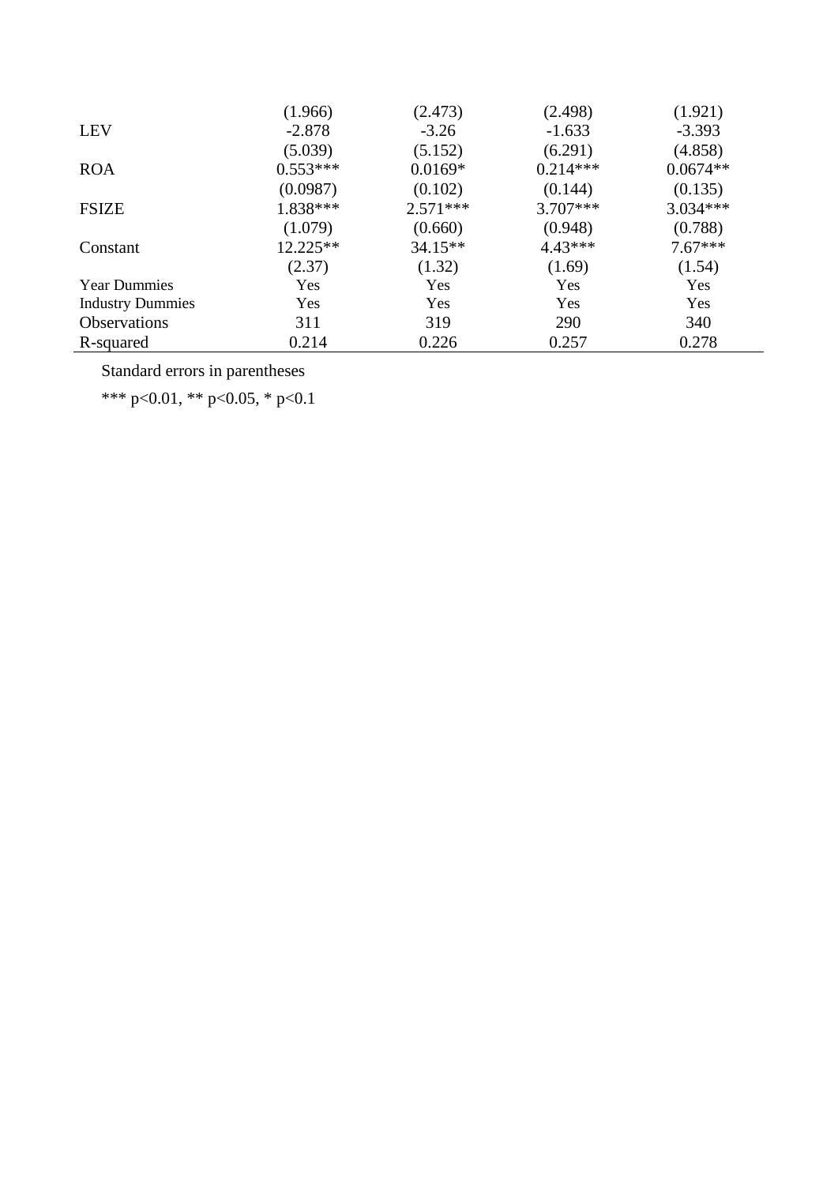| | | | | |
|---|---|---|---|---|
| | (1.966) | (2.473) | (2.498) | (1.921) |
| LEV | -2.878 | -3.26 | -1.633 | -3.393 |
| | (5.039) | (5.152) | (6.291) | (4.858) |
| ROA | 0.553*** | 0.0169* | 0.214*** | 0.0674** |
| | (0.0987) | (0.102) | (0.144) | (0.135) |
| FSIZE | 1.838*** | 2.571*** | 3.707*** | 3.034*** |
| | (1.079) | (0.660) | (0.948) | (0.788) |
| Constant | 12.225** | 34.15** | 4.43*** | 7.67*** |
| | (2.37) | (1.32) | (1.69) | (1.54) |
| Year Dummies | Yes | Yes | Yes | Yes |
| Industry Dummies | Yes | Yes | Yes | Yes |
| Observations | 311 | 319 | 290 | 340 |
| R-squared | 0.214 | 0.226 | 0.257 | 0.278 |

Standard errors in parentheses

*** p<0.01, ** p<0.05, * p<0.1